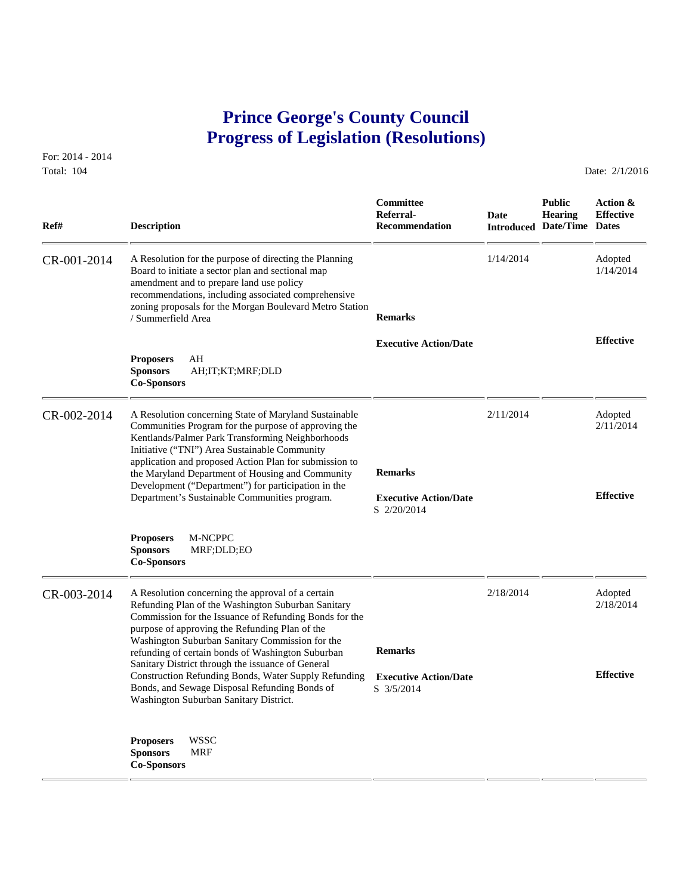# Prince George's County Council
# Progress of Legislation (Resolutions)

For: 2014 - 2014
Total: 104

Date: 2/1/2016

| Ref# | Description | Committee Referral-Recommendation | Date Introduced | Public Hearing Date/Time | Action & Effective Dates |
|---|---|---|---|---|---|
| CR-001-2014 | A Resolution for the purpose of directing the Planning Board to initiate a sector plan and sectional map amendment and to prepare land use policy recommendations, including associated comprehensive zoning proposals for the Morgan Boulevard Metro Station / Summerfield Area<br><br>**Proposers** AH<br>**Sponsors** AH;IT;KT;MRF;DLD<br>**Co-Sponsors** | **Remarks**<br><br>**Executive Action/Date** | 1/14/2014 | | Adopted 1/14/2014<br><br>**Effective** |
| CR-002-2014 | A Resolution concerning State of Maryland Sustainable Communities Program for the purpose of approving the Kentlands/Palmer Park Transforming Neighborhoods Initiative ("TNI") Area Sustainable Community application and proposed Action Plan for submission to the Maryland Department of Housing and Community Development ("Department") for participation in the Department's Sustainable Communities program.<br><br>**Proposers** M-NCPPC<br>**Sponsors** MRF;DLD;EO<br>**Co-Sponsors** | **Remarks**<br><br>**Executive Action/Date**<br>S 2/20/2014 | 2/11/2014 | | Adopted 2/11/2014<br><br>**Effective** |
| CR-003-2014 | A Resolution concerning the approval of a certain Refunding Plan of the Washington Suburban Sanitary Commission for the Issuance of Refunding Bonds for the purpose of approving the Refunding Plan of the Washington Suburban Sanitary Commission for the refunding of certain bonds of Washington Suburban Sanitary District through the issuance of General Construction Refunding Bonds, Water Supply Refunding Bonds, and Sewage Disposal Refunding Bonds of Washington Suburban Sanitary District.<br><br>**Proposers** WSSC<br>**Sponsors** MRF<br>**Co-Sponsors** | **Remarks**<br><br>**Executive Action/Date**<br>S 3/5/2014 | 2/18/2014 | | Adopted 2/18/2014<br><br>**Effective** |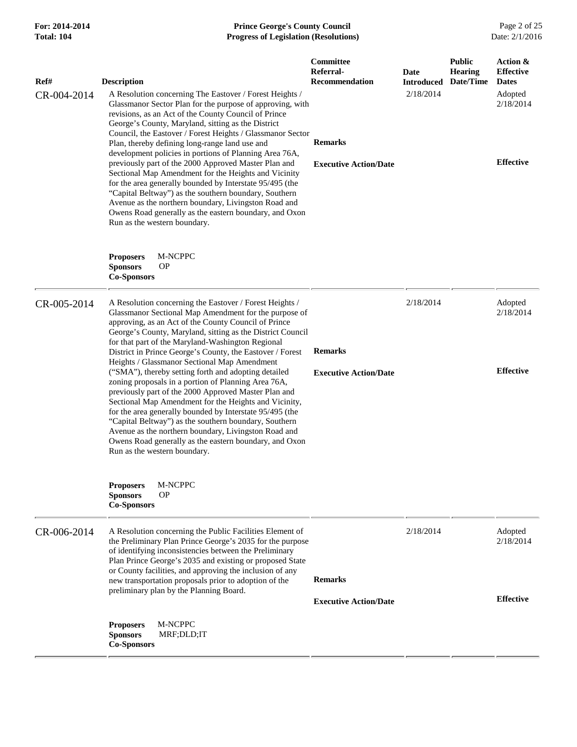| Ref# | Description | Committee Referral- Recommendation | Date Introduced | Public Hearing Date/Time | Action & Effective Dates |
|---|---|---|---|---|---|
| CR-004-2014 | A Resolution concerning The Eastover / Forest Heights / Glassmanor Sector Plan for the purpose of approving, with revisions, as an Act of the County Council of Prince George's County, Maryland, sitting as the District Council, the Eastover / Forest Heights / Glassmanor Sector Plan, thereby defining long-range land use and development policies in portions of Planning Area 76A, previously part of the 2000 Approved Master Plan and Sectional Map Amendment for the Heights and Vicinity for the area generally bounded by Interstate 95/495 (the "Capital Beltway") as the southern boundary, Southern Avenue as the northern boundary, Livingston Road and Owens Road generally as the eastern boundary, and Oxon Run as the western boundary.<br><br>**Proposers** M-NCPPC<br>**Sponsors** OP<br>**Co-Sponsors** | **Remarks**<br><br>**Executive Action/Date** | 2/18/2014 | | Adopted 2/18/2014<br><br>**Effective** |
| CR-005-2014 | A Resolution concerning the Eastover / Forest Heights / Glassmanor Sectional Map Amendment for the purpose of approving, as an Act of the County Council of Prince George's County, Maryland, sitting as the District Council for that part of the Maryland-Washington Regional District in Prince George's County, the Eastover / Forest Heights / Glassmanor Sectional Map Amendment ("SMA"), thereby setting forth and adopting detailed zoning proposals in a portion of Planning Area 76A, previously part of the 2000 Approved Master Plan and Sectional Map Amendment for the Heights and Vicinity, for the area generally bounded by Interstate 95/495 (the "Capital Beltway") as the southern boundary, Southern Avenue as the northern boundary, Livingston Road and Owens Road generally as the eastern boundary, and Oxon Run as the western boundary.<br><br>**Proposers** M-NCPPC<br>**Sponsors** OP<br>**Co-Sponsors** | **Remarks**<br><br>**Executive Action/Date** | 2/18/2014 | | Adopted 2/18/2014<br><br>**Effective** |
| CR-006-2014 | A Resolution concerning the Public Facilities Element of the Preliminary Plan Prince George's 2035 for the purpose of identifying inconsistencies between the Preliminary Plan Prince George's 2035 and existing or proposed State or County facilities, and approving the inclusion of any new transportation proposals prior to adoption of the preliminary plan by the Planning Board.<br><br>**Proposers** M-NCPPC<br>**Sponsors** MRF;DLD;IT<br>**Co-Sponsors** | **Remarks**<br><br>**Executive Action/Date** | 2/18/2014 | | Adopted 2/18/2014<br><br>**Effective** |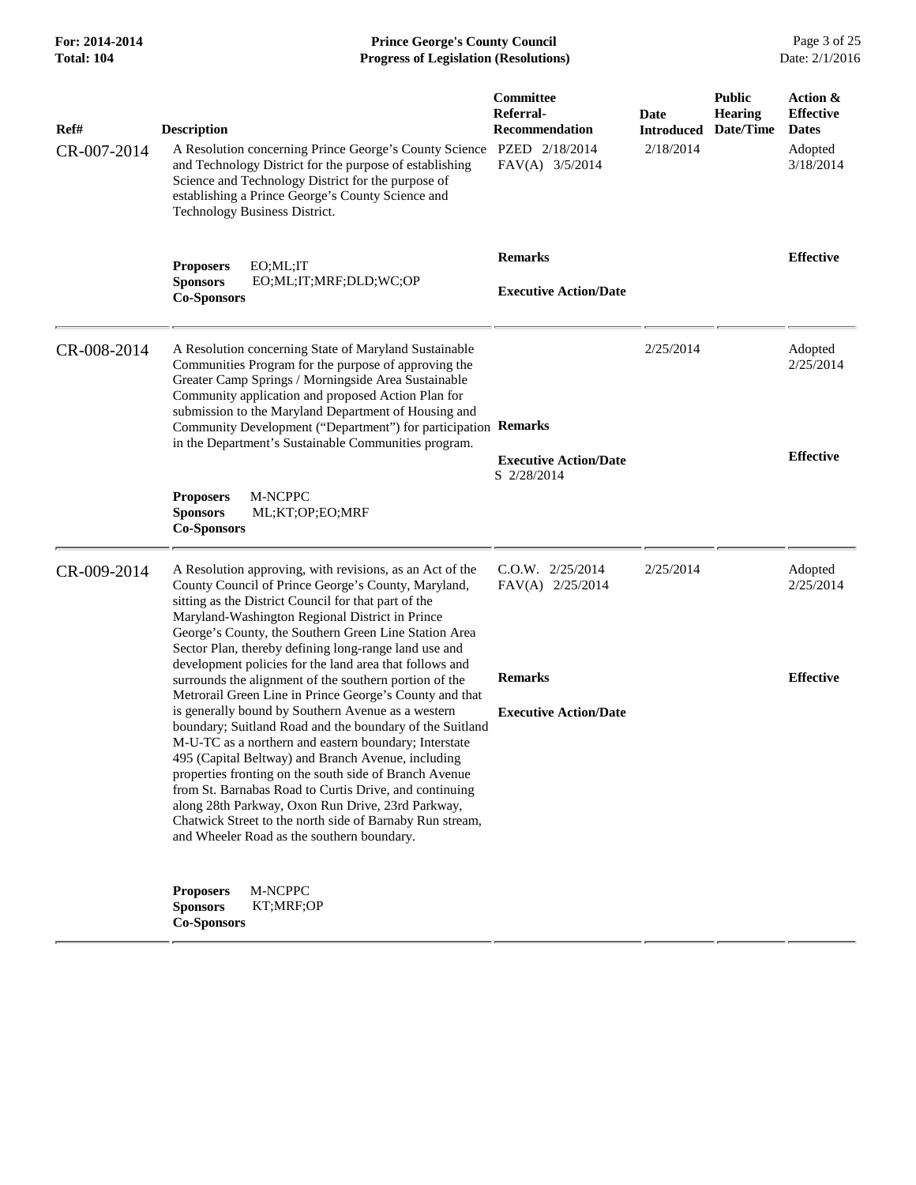| Ref# | Description | Committee Referral-Recommendation | Date Introduced | Public Hearing Date/Time | Action & Effective Dates |
|---|---|---|---|---|---|
| CR-007-2014 | A Resolution concerning Prince George's County Science and Technology District for the purpose of establishing Science and Technology District for the purpose of establishing a Prince George's County Science and Technology Business District. | PZED 2/18/2014<br>FAV(A) 3/5/2014 | 2/18/2014 | | Adopted 3/18/2014 |
| | **Proposers** EO;ML;IT<br>**Sponsors** EO;ML;IT;MRF;DLD;WC;OP<br>**Co-Sponsors** | **Remarks**<br><br>**Executive Action/Date** | | | **Effective** |
| CR-008-2014 | A Resolution concerning State of Maryland Sustainable Communities Program for the purpose of approving the Greater Camp Springs / Morningside Area Sustainable Community application and proposed Action Plan for submission to the Maryland Department of Housing and Community Development ("Department") for participation in the Department's Sustainable Communities program. | | 2/25/2014 | | Adopted 2/25/2014 |
| | **Proposers** M-NCPPC<br>**Sponsors** ML;KT;OP;EO;MRF<br>**Co-Sponsors** | **Remarks**<br><br>**Executive Action/Date**<br>S 2/28/2014 | | | **Effective** |
| CR-009-2014 | A Resolution approving, with revisions, as an Act of the County Council of Prince George's County, Maryland, sitting as the District Council for that part of the Maryland-Washington Regional District in Prince George's County, the Southern Green Line Station Area Sector Plan, thereby defining long-range land use and development policies for the land area that follows and surrounds the alignment of the southern portion of the Metrorail Green Line in Prince George's County and that is generally bound by Southern Avenue as a western boundary; Suitland Road and the boundary of the Suitland M-U-TC as a northern and eastern boundary; Interstate 495 (Capital Beltway) and Branch Avenue, including properties fronting on the south side of Branch Avenue from St. Barnabas Road to Curtis Drive, and continuing along 28th Parkway, Oxon Run Drive, 23rd Parkway, Chatwick Street to the north side of Barnaby Run stream, and Wheeler Road as the southern boundary. | C.O.W. 2/25/2014<br>FAV(A) 2/25/2014 | 2/25/2014 | | Adopted 2/25/2014 |
| | **Proposers** M-NCPPC<br>**Sponsors** KT;MRF;OP<br>**Co-Sponsors** | **Remarks**<br><br>**Executive Action/Date** | | | **Effective** |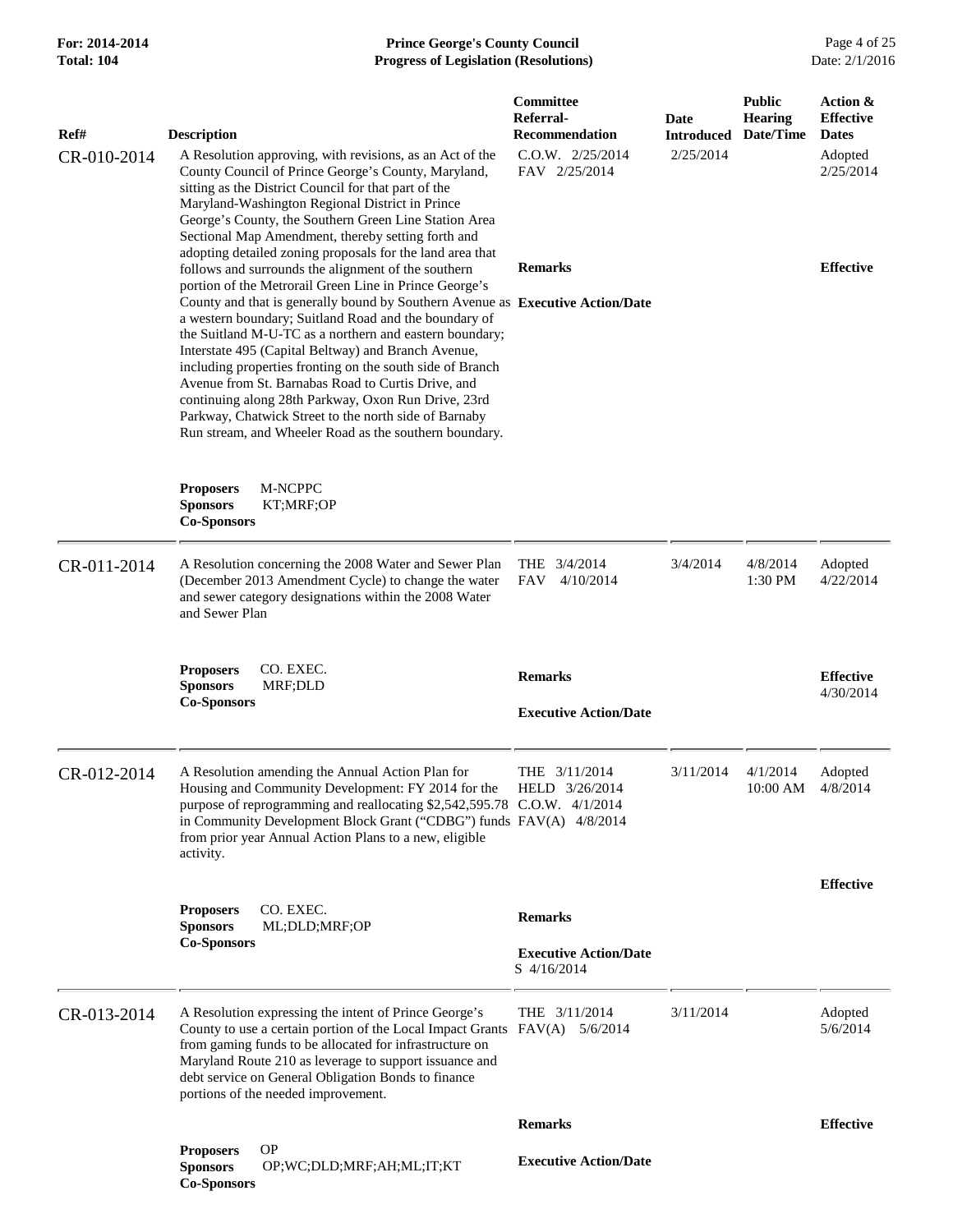| Ref# | Description | Committee Referral-Recommendation | Date Introduced | Public Hearing Date/Time | Action & Effective Dates |
|---|---|---|---|---|---|
| CR-010-2014 | A Resolution approving, with revisions, as an Act of the County Council of Prince George's County, Maryland, sitting as the District Council for that part of the Maryland-Washington Regional District in Prince George's County, the Southern Green Line Station Area Sectional Map Amendment, thereby setting forth and adopting detailed zoning proposals for the land area that follows and surrounds the alignment of the southern portion of the Metrorail Green Line in Prince George's County and that is generally bound by Southern Avenue as a western boundary; Suitland Road and the boundary of the Suitland M-U-TC as a northern and eastern boundary; Interstate 495 (Capital Beltway) and Branch Avenue, including properties fronting on the south side of Branch Avenue from St. Barnabas Road to Curtis Drive, and continuing along 28th Parkway, Oxon Run Drive, 23rd Parkway, Chatwick Street to the north side of Barnaby Run stream, and Wheeler Road as the southern boundary.<br>**Proposers** M-NCPPC<br>**Sponsors** KT;MRF;OP<br>**Co-Sponsors** | C.O.W. 2/25/2014<br>FAV 2/25/2014<br>**Remarks**<br>**Executive Action/Date** | 2/25/2014 | | Adopted 2/25/2014<br>**Effective** |
| CR-011-2014 | A Resolution concerning the 2008 Water and Sewer Plan (December 2013 Amendment Cycle) to change the water and sewer category designations within the 2008 Water and Sewer Plan<br>**Proposers** CO. EXEC.<br>**Sponsors** MRF;DLD<br>**Co-Sponsors** | THE 3/4/2014<br>FAV 4/10/2014<br>**Remarks**<br>**Executive Action/Date** | 3/4/2014 | 4/8/2014 1:30 PM | Adopted 4/22/2014<br>**Effective** 4/30/2014 |
| CR-012-2014 | A Resolution amending the Annual Action Plan for Housing and Community Development: FY 2014 for the purpose of reprogramming and reallocating $2,542,595.78 in Community Development Block Grant ("CDBG") funds from prior year Annual Action Plans to a new, eligible activity.<br>**Proposers** CO. EXEC.<br>**Sponsors** ML;DLD;MRF;OP<br>**Co-Sponsors** | THE 3/11/2014<br>HELD 3/26/2014<br>C.O.W. 4/1/2014<br>FAV(A) 4/8/2014<br>**Remarks**<br>**Executive Action/Date**<br>S 4/16/2014 | 3/11/2014 | 4/1/2014 10:00 AM | Adopted 4/8/2014<br>**Effective** |
| CR-013-2014 | A Resolution expressing the intent of Prince George's County to use a certain portion of the Local Impact Grants from gaming funds to be allocated for infrastructure on Maryland Route 210 as leverage to support issuance and debt service on General Obligation Bonds to finance portions of the needed improvement.<br>**Proposers** OP<br>**Sponsors** OP;WC;DLD;MRF;AH;ML;IT;KT<br>**Co-Sponsors** | THE 3/11/2014<br>FAV(A) 5/6/2014<br>**Remarks**<br>**Executive Action/Date** | 3/11/2014 | | Adopted 5/6/2014<br>**Effective** |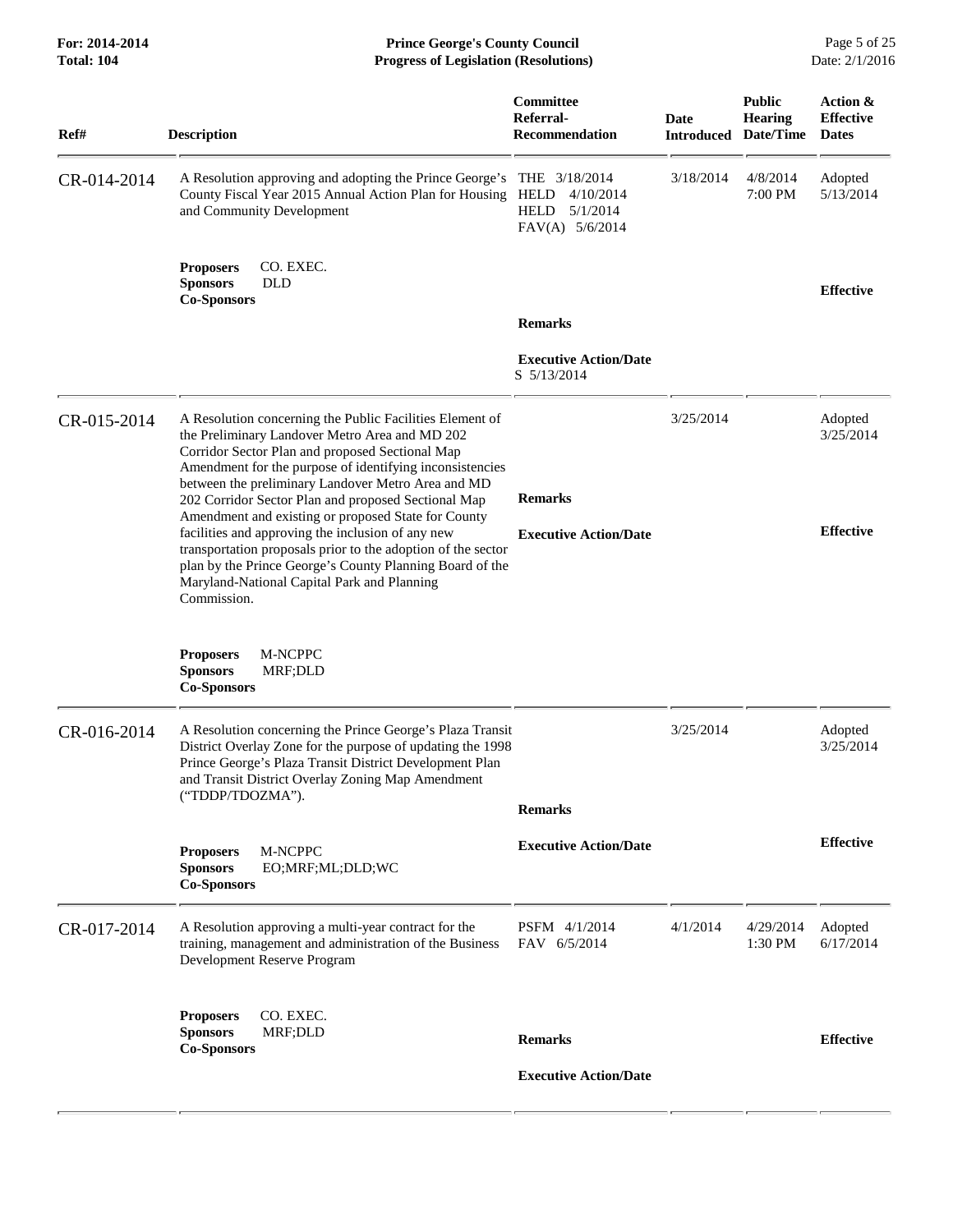| Ref# | Description | Committee Referral-Recommendation | Date Introduced | Public Hearing Date/Time | Action & Effective Dates |
|---|---|---|---|---|---|
| CR-014-2014 | A Resolution approving and adopting the Prince George's County Fiscal Year 2015 Annual Action Plan for Housing and Community Development<br><br>**Proposers** CO. EXEC.<br>**Sponsors** DLD<br>**Co-Sponsors** | THE 3/18/2014<br>HELD 4/10/2014<br>HELD 5/1/2014<br>FAV(A) 5/6/2014<br><br>**Remarks**<br><br>**Executive Action/Date**<br>S 5/13/2014 | 3/18/2014 | 4/8/2014<br>7:00 PM | Adopted<br>5/13/2014<br><br>**Effective** |
| CR-015-2014 | A Resolution concerning the Public Facilities Element of the Preliminary Landover Metro Area and MD 202 Corridor Sector Plan and proposed Sectional Map Amendment for the purpose of identifying inconsistencies between the preliminary Landover Metro Area and MD 202 Corridor Sector Plan and proposed Sectional Map Amendment and existing or proposed State for County facilities and approving the inclusion of any new transportation proposals prior to the adoption of the sector plan by the Prince George's County Planning Board of the Maryland-National Capital Park and Planning Commission.<br><br>**Proposers** M-NCPPC<br>**Sponsors** MRF;DLD<br>**Co-Sponsors** | **Remarks**<br><br>**Executive Action/Date** | 3/25/2014 | | Adopted<br>3/25/2014<br><br>**Effective** |
| CR-016-2014 | A Resolution concerning the Prince George's Plaza Transit District Overlay Zone for the purpose of updating the 1998 Prince George's Plaza Transit District Development Plan and Transit District Overlay Zoning Map Amendment ("TDDP/TDOZMA").<br><br>**Proposers** M-NCPPC<br>**Sponsors** EO;MRF;ML;DLD;WC<br>**Co-Sponsors** | **Remarks**<br><br>**Executive Action/Date** | 3/25/2014 | | Adopted<br>3/25/2014<br><br>**Effective** |
| CR-017-2014 | A Resolution approving a multi-year contract for the training, management and administration of the Business Development Reserve Program<br><br>**Proposers** CO. EXEC.<br>**Sponsors** MRF;DLD<br>**Co-Sponsors** | PSFM 4/1/2014<br>FAV 6/5/2014<br><br>**Remarks**<br><br>**Executive Action/Date** | 4/1/2014 | 4/29/2014<br>1:30 PM | Adopted<br>6/17/2014<br><br>**Effective** |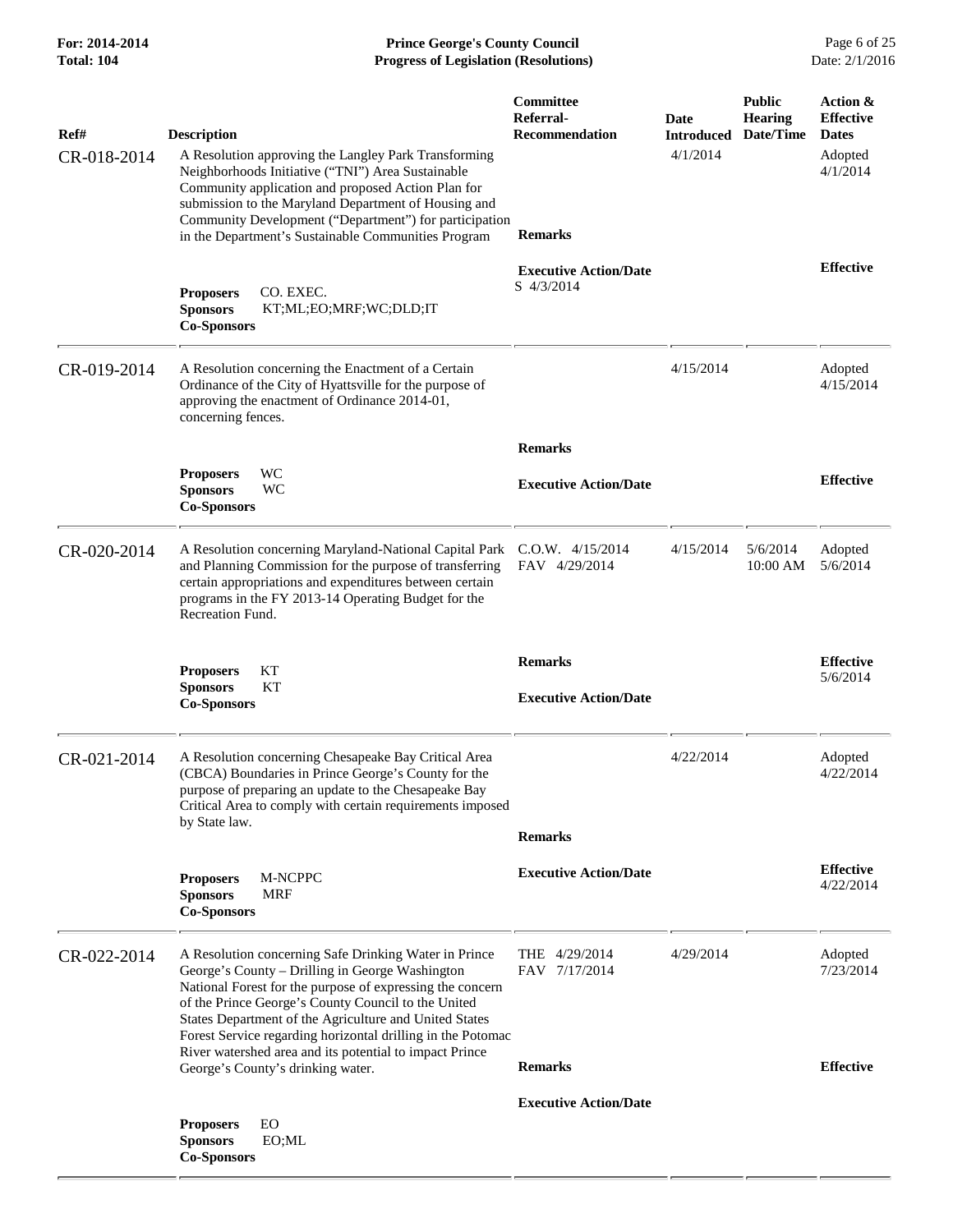| Ref# | Description | Committee Referral-Recommendation | Date Introduced | Public Hearing Date/Time | Action & Effective Dates |
|---|---|---|---|---|---|
| CR-018-2014 | A Resolution approving the Langley Park Transforming Neighborhoods Initiative ("TNI") Area Sustainable Community application and proposed Action Plan for submission to the Maryland Department of Housing and Community Development ("Department") for participation in the Department's Sustainable Communities Program | | 4/1/2014 | | Adopted 4/1/2014 |
| | | **Remarks** | | | |
| | **Proposers** CO. EXEC.<br>**Sponsors** KT;ML;EO;MRF;WC;DLD;IT<br>**Co-Sponsors** | **Executive Action/Date**<br>S 4/3/2014 | | | **Effective** |
| CR-019-2014 | A Resolution concerning the Enactment of a Certain Ordinance of the City of Hyattsville for the purpose of approving the enactment of Ordinance 2014-01, concerning fences. | | 4/15/2014 | | Adopted 4/15/2014 |
| | | **Remarks** | | | |
| | **Proposers** WC<br>**Sponsors** WC<br>**Co-Sponsors** | **Executive Action/Date** | | | **Effective** |
| CR-020-2014 | A Resolution concerning Maryland-National Capital Park and Planning Commission for the purpose of transferring certain appropriations and expenditures between certain programs in the FY 2013-14 Operating Budget for the Recreation Fund. | C.O.W. 4/15/2014<br>FAV 4/29/2014 | 4/15/2014 | 5/6/2014 10:00 AM | Adopted 5/6/2014 |
| | | **Remarks** | | | **Effective** 5/6/2014 |
| | **Proposers** KT<br>**Sponsors** KT<br>**Co-Sponsors** | **Executive Action/Date** | | | |
| CR-021-2014 | A Resolution concerning Chesapeake Bay Critical Area (CBCA) Boundaries in Prince George's County for the purpose of preparing an update to the Chesapeake Bay Critical Area to comply with certain requirements imposed by State law. | | 4/22/2014 | | Adopted 4/22/2014 |
| | | **Remarks** | | | |
| | **Proposers** M-NCPPC<br>**Sponsors** MRF<br>**Co-Sponsors** | **Executive Action/Date** | | | **Effective** 4/22/2014 |
| CR-022-2014 | A Resolution concerning Safe Drinking Water in Prince George's County – Drilling in George Washington National Forest for the purpose of expressing the concern of the Prince George's County Council to the United States Department of the Agriculture and United States Forest Service regarding horizontal drilling in the Potomac River watershed area and its potential to impact Prince George's County's drinking water. | THE 4/29/2014<br>FAV 7/17/2014 | 4/29/2014 | | Adopted 7/23/2014 |
| | | **Remarks** | | | **Effective** |
| | **Proposers** EO<br>**Sponsors** EO;ML<br>**Co-Sponsors** | **Executive Action/Date** | | | |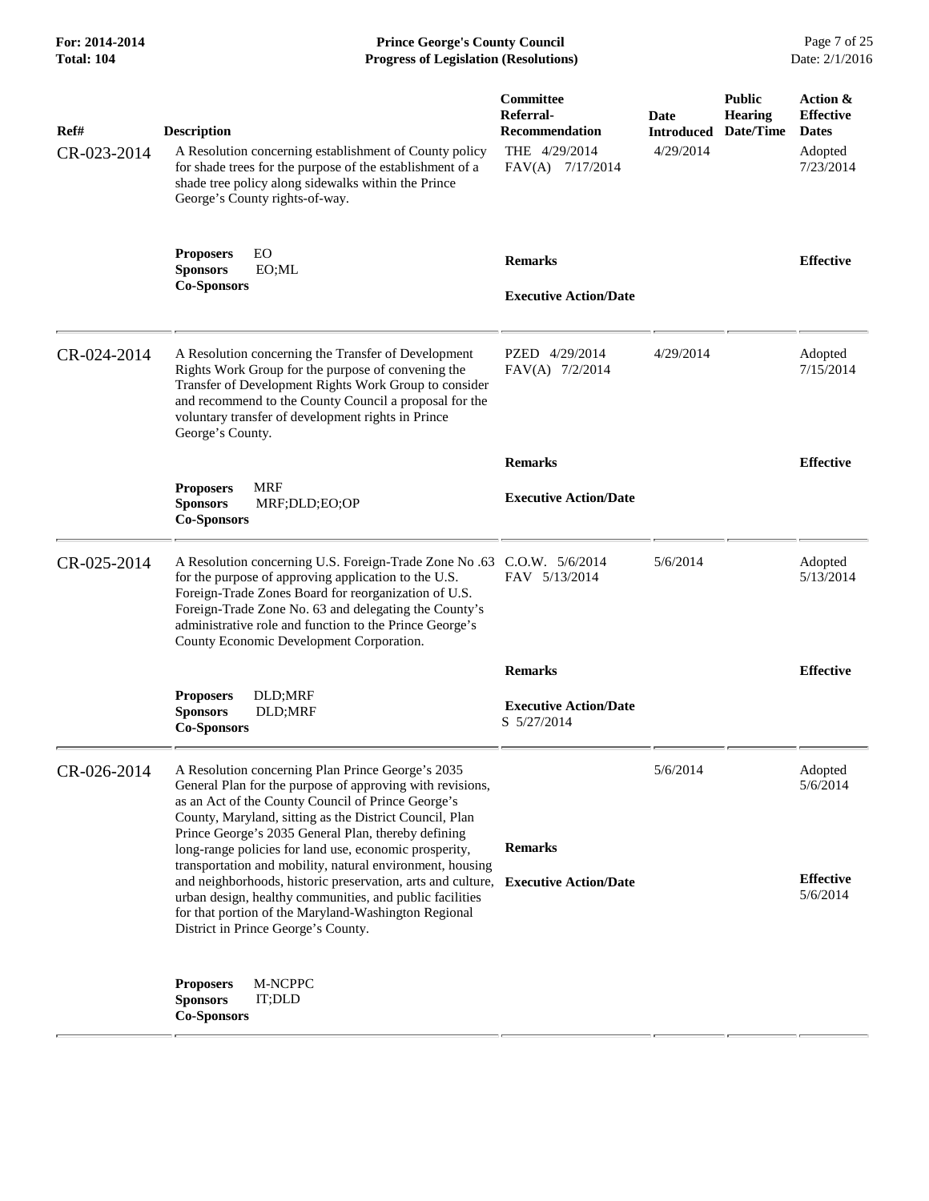| Ref# | Description | Committee Referral-Recommendation | Date Introduced | Public Hearing Date/Time | Action & Effective Dates |
|---|---|---|---|---|---|
| CR-023-2014 | A Resolution concerning establishment of County policy for shade trees for the purpose of the establishment of a shade tree policy along sidewalks within the Prince George's County rights-of-way. | THE 4/29/2014<br>FAV(A) 7/17/2014 | 4/29/2014 | | Adopted<br>7/23/2014 |
| | **Proposers** EO<br>**Sponsors** EO;ML<br>**Co-Sponsors** | **Remarks**<br><br>**Executive Action/Date** | | | **Effective** |
| CR-024-2014 | A Resolution concerning the Transfer of Development Rights Work Group for the purpose of convening the Transfer of Development Rights Work Group to consider and recommend to the County Council a proposal for the voluntary transfer of development rights in Prince George's County. | PZED 4/29/2014<br>FAV(A) 7/2/2014 | 4/29/2014 | | Adopted<br>7/15/2014 |
| | **Proposers** MRF<br>**Sponsors** MRF;DLD;EO;OP<br>**Co-Sponsors** | **Remarks**<br><br>**Executive Action/Date** | | | **Effective** |
| CR-025-2014 | A Resolution concerning U.S. Foreign-Trade Zone No .63 for the purpose of approving application to the U.S. Foreign-Trade Zones Board for reorganization of U.S. Foreign-Trade Zone No. 63 and delegating the County's administrative role and function to the Prince George's County Economic Development Corporation. | C.O.W. 5/6/2014<br>FAV 5/13/2014 | 5/6/2014 | | Adopted<br>5/13/2014 |
| | **Proposers** DLD;MRF<br>**Sponsors** DLD;MRF<br>**Co-Sponsors** | **Remarks**<br><br>**Executive Action/Date**<br>S 5/27/2014 | | | **Effective** |
| CR-026-2014 | A Resolution concerning Plan Prince George's 2035 General Plan for the purpose of approving with revisions, as an Act of the County Council of Prince George's County, Maryland, sitting as the District Council, Plan Prince George's 2035 General Plan, thereby defining long-range policies for land use, economic prosperity, transportation and mobility, natural environment, housing and neighborhoods, historic preservation, arts and culture, urban design, healthy communities, and public facilities for that portion of the Maryland-Washington Regional District in Prince George's County. | **Remarks**<br><br>**Executive Action/Date** | 5/6/2014 | | Adopted<br>5/6/2014<br><br>**Effective**<br>5/6/2014 |
| | **Proposers** M-NCPPC<br>**Sponsors** IT;DLD<br>**Co-Sponsors** | | | | |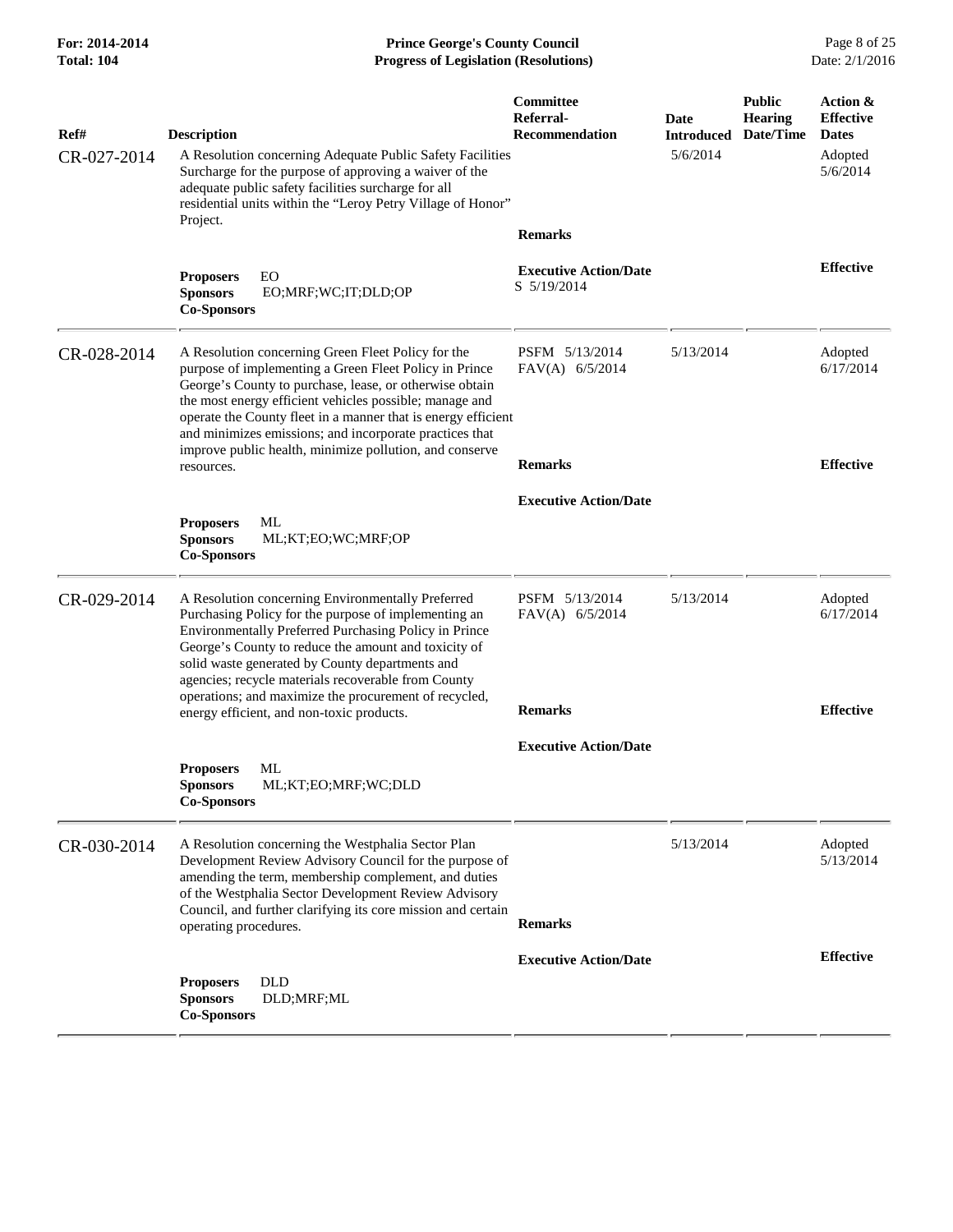| Ref# | Description | Committee Referral-Recommendation | Date Introduced | Public Hearing Date/Time | Action & Effective Dates |
|---|---|---|---|---|---|
| CR-027-2014 | A Resolution concerning Adequate Public Safety Facilities Surcharge for the purpose of approving a waiver of the adequate public safety facilities surcharge for all residential units within the "Leroy Petry Village of Honor" Project. | | 5/6/2014 | | Adopted 5/6/2014 |
| | | **Remarks** | | | |
| | **Proposers** EO<br>**Sponsors** EO;MRF;WC;IT;DLD;OP<br>**Co-Sponsors** | **Executive Action/Date**<br>S 5/19/2014 | | | **Effective** |
| CR-028-2014 | A Resolution concerning Green Fleet Policy for the purpose of implementing a Green Fleet Policy in Prince George's County to purchase, lease, or otherwise obtain the most energy efficient vehicles possible; manage and operate the County fleet in a manner that is energy efficient and minimizes emissions; and incorporate practices that improve public health, minimize pollution, and conserve resources. | PSFM 5/13/2014<br>FAV(A) 6/5/2014 | 5/13/2014 | | Adopted 6/17/2014 |
| | | **Remarks** | | | **Effective** |
| | **Proposers** ML<br>**Sponsors** ML;KT;EO;WC;MRF;OP<br>**Co-Sponsors** | **Executive Action/Date** | | | |
| CR-029-2014 | A Resolution concerning Environmentally Preferred Purchasing Policy for the purpose of implementing an Environmentally Preferred Purchasing Policy in Prince George's County to reduce the amount and toxicity of solid waste generated by County departments and agencies; recycle materials recoverable from County operations; and maximize the procurement of recycled, energy efficient, and non-toxic products. | PSFM 5/13/2014<br>FAV(A) 6/5/2014 | 5/13/2014 | | Adopted 6/17/2014 |
| | | **Remarks** | | | **Effective** |
| | **Proposers** ML<br>**Sponsors** ML;KT;EO;MRF;WC;DLD<br>**Co-Sponsors** | **Executive Action/Date** | | | |
| CR-030-2014 | A Resolution concerning the Westphalia Sector Plan Development Review Advisory Council for the purpose of amending the term, membership complement, and duties of the Westphalia Sector Development Review Advisory Council, and further clarifying its core mission and certain operating procedures. | | 5/13/2014 | | Adopted 5/13/2014 |
| | | **Remarks** | | | |
| | **Proposers** DLD<br>**Sponsors** DLD;MRF;ML<br>**Co-Sponsors** | **Executive Action/Date** | | | **Effective** |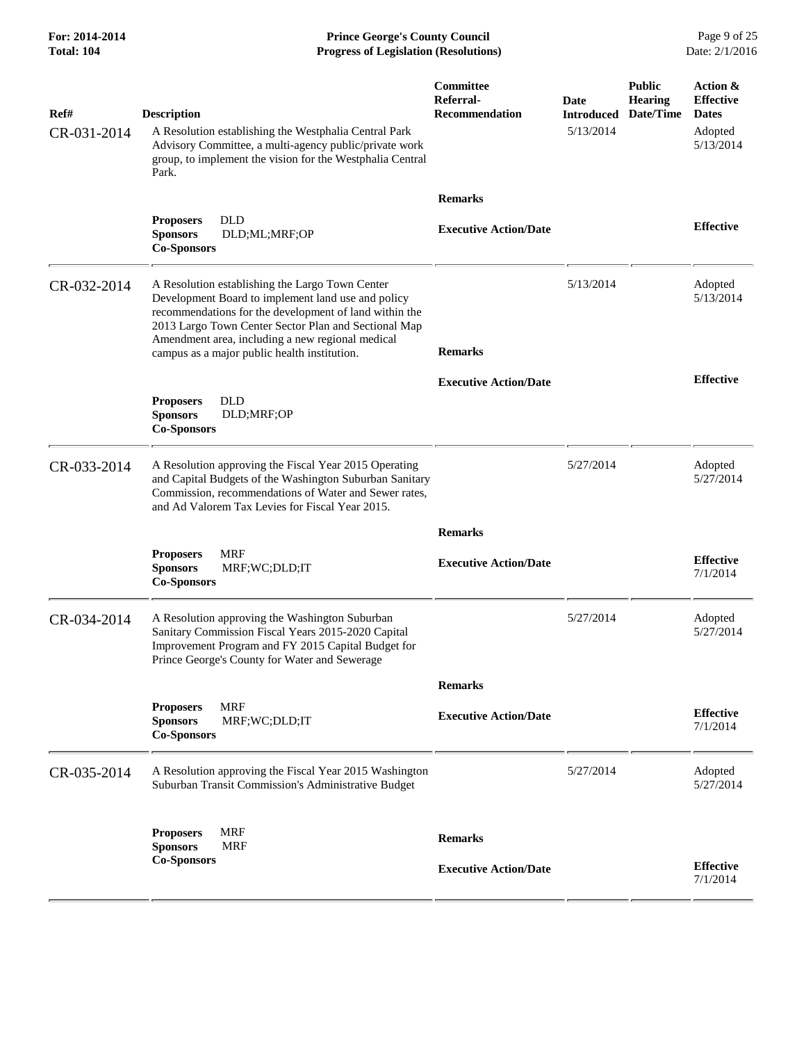| Ref# | Description | Committee Referral-Recommendation | Date Introduced | Public Hearing Date/Time | Action & Effective Dates |
|---|---|---|---|---|---|
| CR-031-2014 | A Resolution establishing the Westphalia Central Park Advisory Committee, a multi-agency public/private work group, to implement the vision for the Westphalia Central Park. | | 5/13/2014 | | Adopted 5/13/2014 |
| | | **Remarks** | | | |
| | **Proposers** DLD<br>**Sponsors** DLD;ML;MRF;OP<br>**Co-Sponsors** | **Executive Action/Date** | | | **Effective** |
| CR-032-2014 | A Resolution establishing the Largo Town Center Development Board to implement land use and policy recommendations for the development of land within the 2013 Largo Town Center Sector Plan and Sectional Map Amendment area, including a new regional medical campus as a major public health institution. | | 5/13/2014 | | Adopted 5/13/2014 |
| | | **Remarks** | | | |
| | **Proposers** DLD<br>**Sponsors** DLD;MRF;OP<br>**Co-Sponsors** | **Executive Action/Date** | | | **Effective** |
| CR-033-2014 | A Resolution approving the Fiscal Year 2015 Operating and Capital Budgets of the Washington Suburban Sanitary Commission, recommendations of Water and Sewer rates, and Ad Valorem Tax Levies for Fiscal Year 2015. | | 5/27/2014 | | Adopted 5/27/2014 |
| | | **Remarks** | | | |
| | **Proposers** MRF<br>**Sponsors** MRF;WC;DLD;IT<br>**Co-Sponsors** | **Executive Action/Date** | | | **Effective** 7/1/2014 |
| CR-034-2014 | A Resolution approving the Washington Suburban Sanitary Commission Fiscal Years 2015-2020 Capital Improvement Program and FY 2015 Capital Budget for Prince George's County for Water and Sewerage | | 5/27/2014 | | Adopted 5/27/2014 |
| | | **Remarks** | | | |
| | **Proposers** MRF<br>**Sponsors** MRF;WC;DLD;IT<br>**Co-Sponsors** | **Executive Action/Date** | | | **Effective** 7/1/2014 |
| CR-035-2014 | A Resolution approving the Fiscal Year 2015 Washington Suburban Transit Commission's Administrative Budget | | 5/27/2014 | | Adopted 5/27/2014 |
| | | **Remarks** | | | |
| | **Proposers** MRF<br>**Sponsors** MRF<br>**Co-Sponsors** | **Executive Action/Date** | | | **Effective** 7/1/2014 |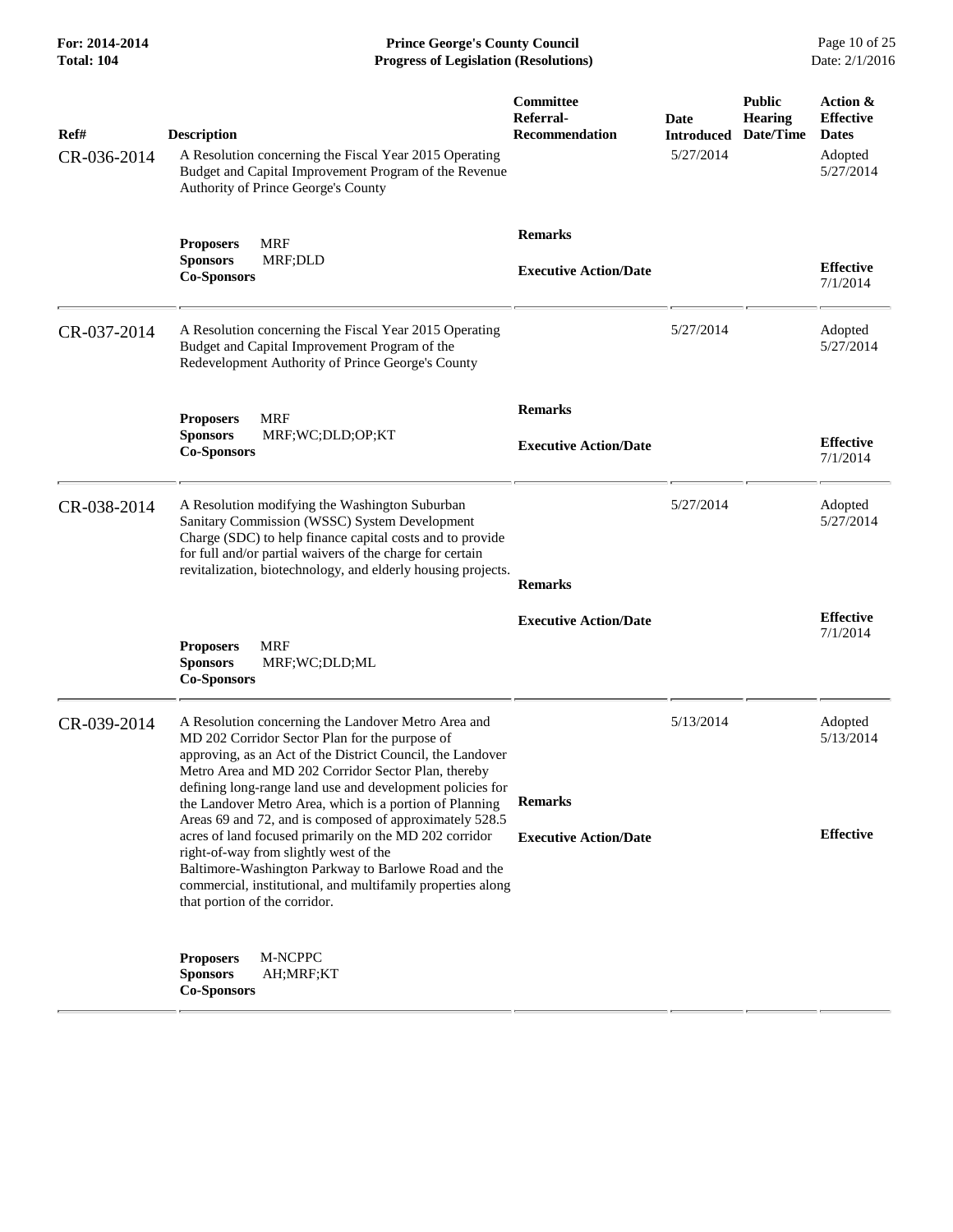| Ref# | Description | Committee Referral-Recommendation | Date Introduced | Public Hearing Date/Time | Action & Effective Dates |
|---|---|---|---|---|---|
| CR-036-2014 | A Resolution concerning the Fiscal Year 2015 Operating Budget and Capital Improvement Program of the Revenue Authority of Prince George's County | | 5/27/2014 | | Adopted 5/27/2014 |
| | **Proposers** MRF<br>**Sponsors** MRF;DLD<br>**Co-Sponsors** | **Remarks**<br><br>**Executive Action/Date** | | | **Effective** 7/1/2014 |
| CR-037-2014 | A Resolution concerning the Fiscal Year 2015 Operating Budget and Capital Improvement Program of the Redevelopment Authority of Prince George's County | | 5/27/2014 | | Adopted 5/27/2014 |
| | **Proposers** MRF<br>**Sponsors** MRF;WC;DLD;OP;KT<br>**Co-Sponsors** | **Remarks**<br><br>**Executive Action/Date** | | | **Effective** 7/1/2014 |
| CR-038-2014 | A Resolution modifying the Washington Suburban Sanitary Commission (WSSC) System Development Charge (SDC) to help finance capital costs and to provide for full and/or partial waivers of the charge for certain revitalization, biotechnology, and elderly housing projects. | | 5/27/2014 | | Adopted 5/27/2014 |
| | **Proposers** MRF<br>**Sponsors** MRF;WC;DLD;ML<br>**Co-Sponsors** | **Remarks**<br><br>**Executive Action/Date** | | | **Effective** 7/1/2014 |
| CR-039-2014 | A Resolution concerning the Landover Metro Area and MD 202 Corridor Sector Plan for the purpose of approving, as an Act of the District Council, the Landover Metro Area and MD 202 Corridor Sector Plan, thereby defining long-range land use and development policies for the Landover Metro Area, which is a portion of Planning Areas 69 and 72, and is composed of approximately 528.5 acres of land focused primarily on the MD 202 corridor right-of-way from slightly west of the Baltimore-Washington Parkway to Barlowe Road and the commercial, institutional, and multifamily properties along that portion of the corridor. | | 5/13/2014 | | Adopted 5/13/2014 |
| | **Proposers** M-NCPPC<br>**Sponsors** AH;MRF;KT<br>**Co-Sponsors** | **Remarks**<br><br>**Executive Action/Date** | | | **Effective** |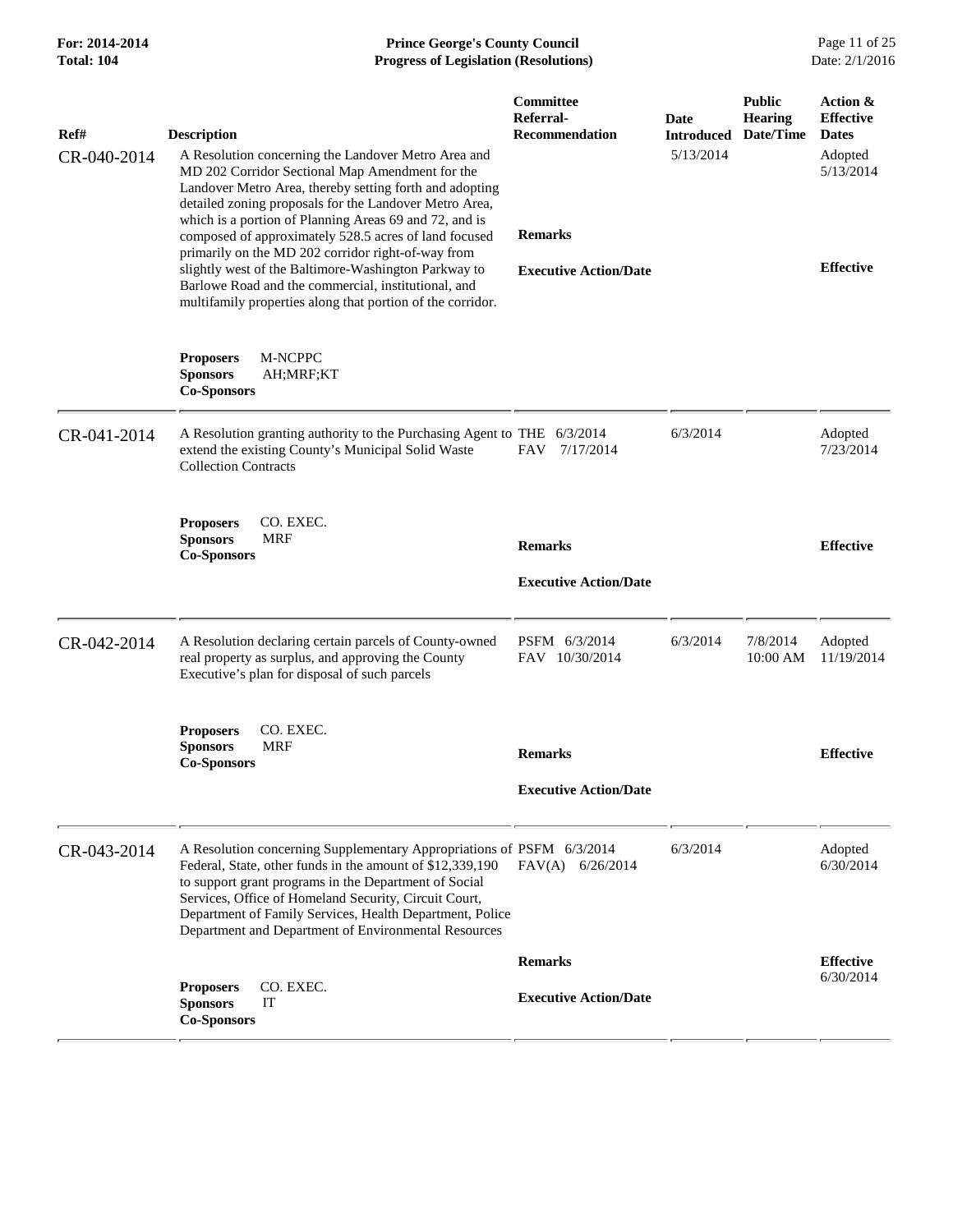| Ref# | Description | Committee Referral-Recommendation | Date Introduced | Public Hearing Date/Time | Action & Effective Dates |
|---|---|---|---|---|---|
| CR-040-2014 | A Resolution concerning the Landover Metro Area and MD 202 Corridor Sectional Map Amendment for the Landover Metro Area, thereby setting forth and adopting detailed zoning proposals for the Landover Metro Area, which is a portion of Planning Areas 69 and 72, and is composed of approximately 528.5 acres of land focused primarily on the MD 202 corridor right-of-way from slightly west of the Baltimore-Washington Parkway to Barlowe Road and the commercial, institutional, and multifamily properties along that portion of the corridor. | | 5/13/2014 | | Adopted 5/13/2014 |
| | | **Remarks** | | | |
| | | **Executive Action/Date** | | | **Effective** |
| | **Proposers** M-NCPPC<br>**Sponsors** AH;MRF;KT<br>**Co-Sponsors** | | | | |
| CR-041-2014 | A Resolution granting authority to the Purchasing Agent to extend the existing County's Municipal Solid Waste Collection Contracts | THE 6/3/2014<br>FAV 7/17/2014 | 6/3/2014 | | Adopted 7/23/2014 |
| | **Proposers** CO. EXEC.<br>**Sponsors** MRF<br>**Co-Sponsors** | **Remarks** | | | **Effective** |
| | | **Executive Action/Date** | | | |
| CR-042-2014 | A Resolution declaring certain parcels of County-owned real property as surplus, and approving the County Executive's plan for disposal of such parcels | PSFM 6/3/2014<br>FAV 10/30/2014 | 6/3/2014 | 7/8/2014 10:00 AM | Adopted 11/19/2014 |
| | **Proposers** CO. EXEC.<br>**Sponsors** MRF<br>**Co-Sponsors** | **Remarks** | | | **Effective** |
| | | **Executive Action/Date** | | | |
| CR-043-2014 | A Resolution concerning Supplementary Appropriations of Federal, State, other funds in the amount of $12,339,190 to support grant programs in the Department of Social Services, Office of Homeland Security, Circuit Court, Department of Family Services, Health Department, Police Department and Department of Environmental Resources | PSFM 6/3/2014<br>FAV(A) 6/26/2014 | 6/3/2014 | | Adopted 6/30/2014 |
| | | **Remarks** | | | **Effective** 6/30/2014 |
| | **Proposers** CO. EXEC.<br>**Sponsors** IT<br>**Co-Sponsors** | **Executive Action/Date** | | | |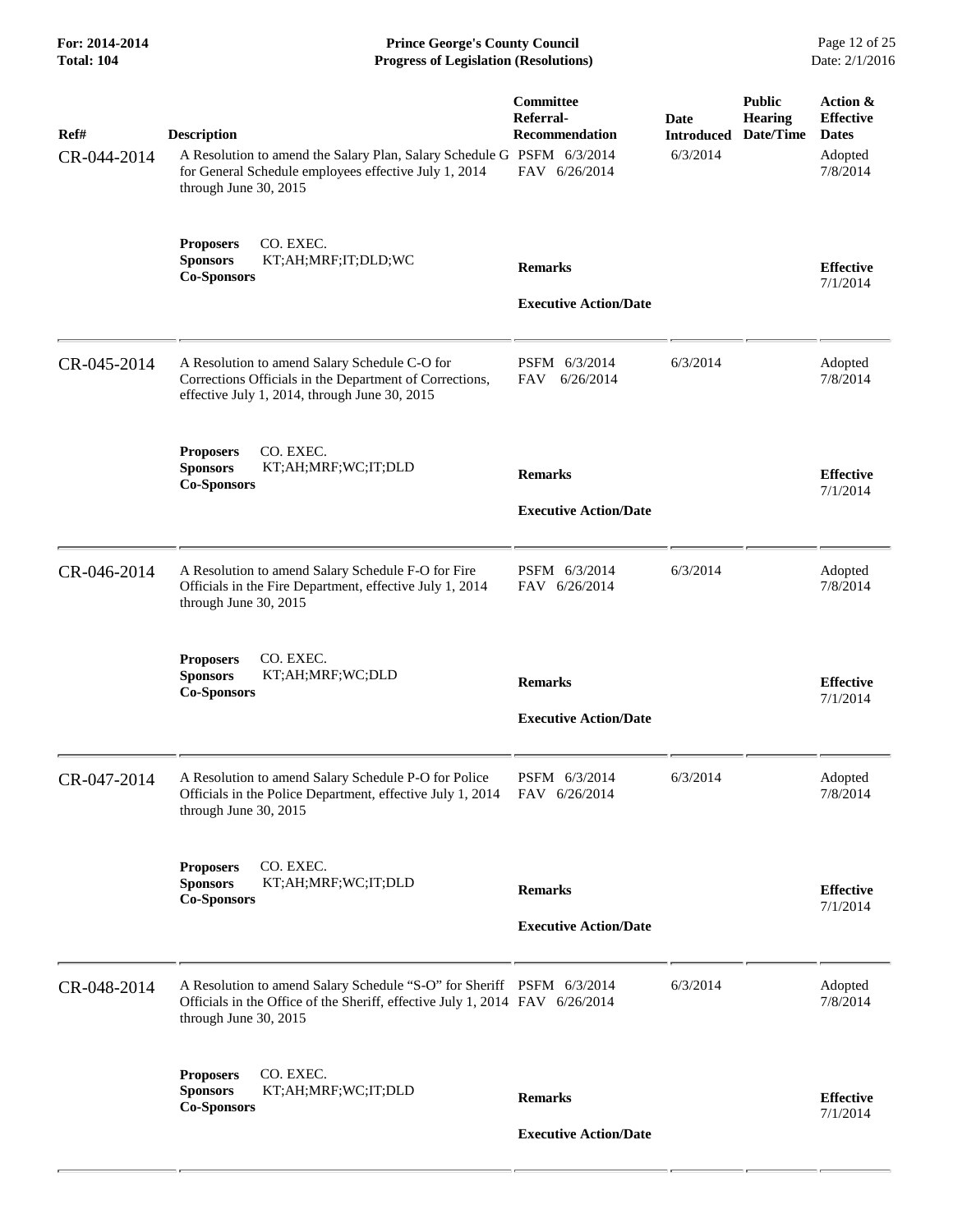| Ref# | Description | Committee Referral-Recommendation | Date Introduced | Public Hearing Date/Time | Action & Effective Dates |
|---|---|---|---|---|---|
| CR-044-2014 | A Resolution to amend the Salary Plan, Salary Schedule G for General Schedule employees effective July 1, 2014 through June 30, 2015 | PSFM 6/3/2014<br>FAV 6/26/2014 | 6/3/2014 | | Adopted 7/8/2014 |
| | **Proposers** CO. EXEC.<br>**Sponsors** KT;AH;MRF;IT;DLD;WC<br>**Co-Sponsors** | **Remarks**<br><br>**Executive Action/Date** | | | **Effective** 7/1/2014 |
| CR-045-2014 | A Resolution to amend Salary Schedule C-O for Corrections Officials in the Department of Corrections, effective July 1, 2014, through June 30, 2015 | PSFM 6/3/2014<br>FAV 6/26/2014 | 6/3/2014 | | Adopted 7/8/2014 |
| | **Proposers** CO. EXEC.<br>**Sponsors** KT;AH;MRF;WC;IT;DLD<br>**Co-Sponsors** | **Remarks**<br><br>**Executive Action/Date** | | | **Effective** 7/1/2014 |
| CR-046-2014 | A Resolution to amend Salary Schedule F-O for Fire Officials in the Fire Department, effective July 1, 2014 through June 30, 2015 | PSFM 6/3/2014<br>FAV 6/26/2014 | 6/3/2014 | | Adopted 7/8/2014 |
| | **Proposers** CO. EXEC.<br>**Sponsors** KT;AH;MRF;WC;DLD<br>**Co-Sponsors** | **Remarks**<br><br>**Executive Action/Date** | | | **Effective** 7/1/2014 |
| CR-047-2014 | A Resolution to amend Salary Schedule P-O for Police Officials in the Police Department, effective July 1, 2014 through June 30, 2015 | PSFM 6/3/2014<br>FAV 6/26/2014 | 6/3/2014 | | Adopted 7/8/2014 |
| | **Proposers** CO. EXEC.<br>**Sponsors** KT;AH;MRF;WC;IT;DLD<br>**Co-Sponsors** | **Remarks**<br><br>**Executive Action/Date** | | | **Effective** 7/1/2014 |
| CR-048-2014 | A Resolution to amend Salary Schedule "S-O" for Sheriff Officials in the Office of the Sheriff, effective July 1, 2014 through June 30, 2015 | PSFM 6/3/2014<br>FAV 6/26/2014 | 6/3/2014 | | Adopted 7/8/2014 |
| | **Proposers** CO. EXEC.<br>**Sponsors** KT;AH;MRF;WC;IT;DLD<br>**Co-Sponsors** | **Remarks**<br><br>**Executive Action/Date** | | | **Effective** 7/1/2014 |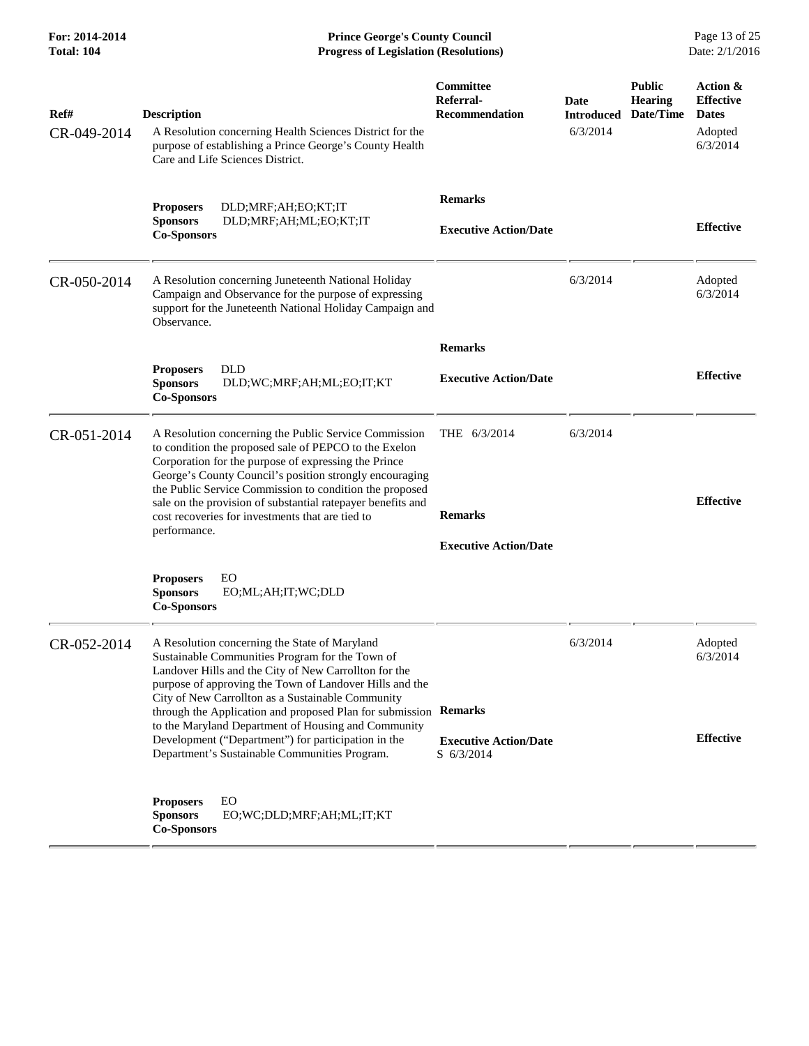| Ref# | Description | Committee Referral-Recommendation | Date Introduced | Public Hearing Date/Time | Action & Effective Dates |
|---|---|---|---|---|---|
| CR-049-2014 | A Resolution concerning Health Sciences District for the purpose of establishing a Prince George's County Health Care and Life Sciences District. | | 6/3/2014 | | Adopted 6/3/2014 |
| | **Proposers** DLD;MRF;AH;EO;KT;IT<br>**Sponsors** DLD;MRF;AH;ML;EO;KT;IT<br>**Co-Sponsors** | **Remarks**<br><br>**Executive Action/Date** | | | **Effective** |
| CR-050-2014 | A Resolution concerning Juneteenth National Holiday Campaign and Observance for the purpose of expressing support for the Juneteenth National Holiday Campaign and Observance. | | 6/3/2014 | | Adopted 6/3/2014 |
| | **Proposers** DLD<br>**Sponsors** DLD;WC;MRF;AH;ML;EO;IT;KT<br>**Co-Sponsors** | **Remarks**<br><br>**Executive Action/Date** | | | **Effective** |
| CR-051-2014 | A Resolution concerning the Public Service Commission to condition the proposed sale of PEPCO to the Exelon Corporation for the purpose of expressing the Prince George's County Council's position strongly encouraging the Public Service Commission to condition the proposed sale on the provision of substantial ratepayer benefits and cost recoveries for investments that are tied to performance. | THE 6/3/2014<br><br>**Remarks**<br><br>**Executive Action/Date** | 6/3/2014 | | **Effective** |
| | **Proposers** EO<br>**Sponsors** EO;ML;AH;IT;WC;DLD<br>**Co-Sponsors** | | | | |
| CR-052-2014 | A Resolution concerning the State of Maryland Sustainable Communities Program for the Town of Landover Hills and the City of New Carrollton for the purpose of approving the Town of Landover Hills and the City of New Carrollton as a Sustainable Community through the Application and proposed Plan for submission to the Maryland Department of Housing and Community Development ("Department") for participation in the Department's Sustainable Communities Program. | **Remarks**<br><br>**Executive Action/Date**<br>S 6/3/2014 | 6/3/2014 | | Adopted 6/3/2014<br><br>**Effective** |
| | **Proposers** EO<br>**Sponsors** EO;WC;DLD;MRF;AH;ML;IT;KT<br>**Co-Sponsors** | | | | |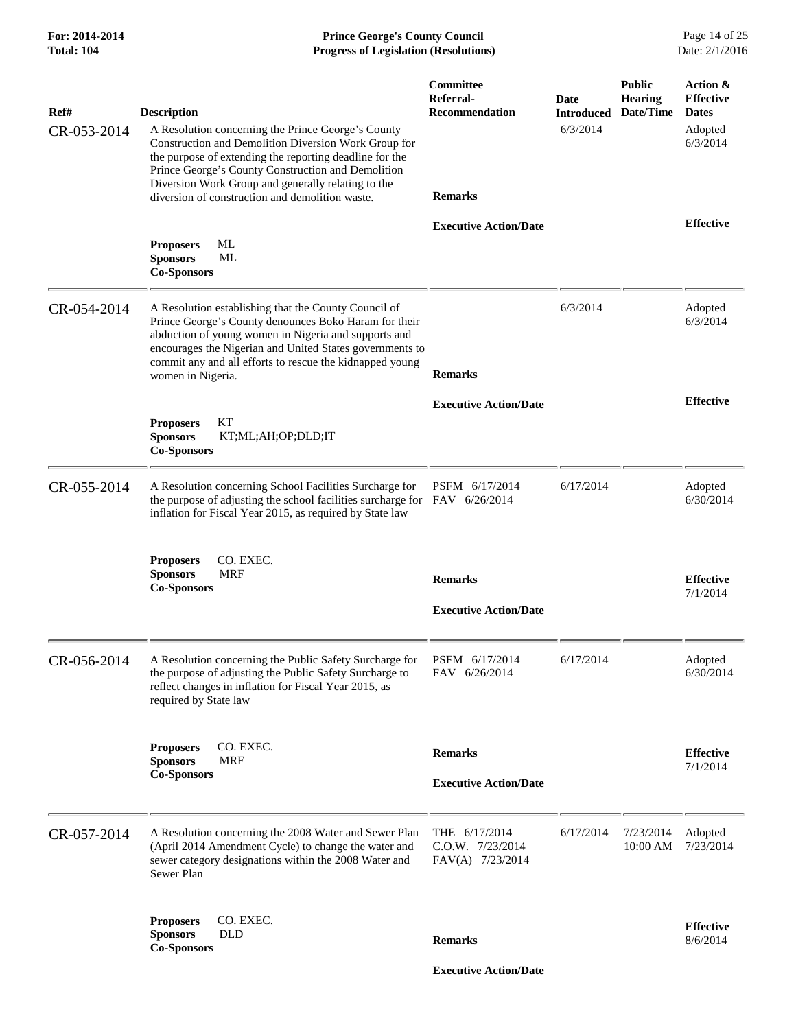| Ref# | Description | Committee Referral-Recommendation | Date Introduced | Public Hearing Date/Time | Action & Effective Dates |
|---|---|---|---|---|---|
| CR-053-2014 | A Resolution concerning the Prince George's County Construction and Demolition Diversion Work Group for the purpose of extending the reporting deadline for the Prince George's County Construction and Demolition Diversion Work Group and generally relating to the diversion of construction and demolition waste. | | 6/3/2014 | | Adopted 6/3/2014 |
| | **Proposers** ML<br>**Sponsors** ML<br>**Co-Sponsors** | **Remarks**<br><br>**Executive Action/Date** | | | **Effective** |
| CR-054-2014 | A Resolution establishing that the County Council of Prince George's County denounces Boko Haram for their abduction of young women in Nigeria and supports and encourages the Nigerian and United States governments to commit any and all efforts to rescue the kidnapped young women in Nigeria. | | 6/3/2014 | | Adopted 6/3/2014 |
| | **Proposers** KT<br>**Sponsors** KT;ML;AH;OP;DLD;IT<br>**Co-Sponsors** | **Remarks**<br><br>**Executive Action/Date** | | | **Effective** |
| CR-055-2014 | A Resolution concerning School Facilities Surcharge for the purpose of adjusting the school facilities surcharge for inflation for Fiscal Year 2015, as required by State law | PSFM 6/17/2014<br>FAV 6/26/2014 | 6/17/2014 | | Adopted 6/30/2014 |
| | **Proposers** CO. EXEC.<br>**Sponsors** MRF<br>**Co-Sponsors** | **Remarks**<br><br>**Executive Action/Date** | | | **Effective** 7/1/2014 |
| CR-056-2014 | A Resolution concerning the Public Safety Surcharge for the purpose of adjusting the Public Safety Surcharge to reflect changes in inflation for Fiscal Year 2015, as required by State law | PSFM 6/17/2014<br>FAV 6/26/2014 | 6/17/2014 | | Adopted 6/30/2014 |
| | **Proposers** CO. EXEC.<br>**Sponsors** MRF<br>**Co-Sponsors** | **Remarks**<br><br>**Executive Action/Date** | | | **Effective** 7/1/2014 |
| CR-057-2014 | A Resolution concerning the 2008 Water and Sewer Plan (April 2014 Amendment Cycle) to change the water and sewer category designations within the 2008 Water and Sewer Plan | THE 6/17/2014<br>C.O.W. 7/23/2014<br>FAV(A) 7/23/2014 | 6/17/2014 | 7/23/2014 10:00 AM | Adopted 7/23/2014 |
| | **Proposers** CO. EXEC.<br>**Sponsors** DLD<br>**Co-Sponsors** | **Remarks**<br><br>**Executive Action/Date** | | | **Effective** 8/6/2014 |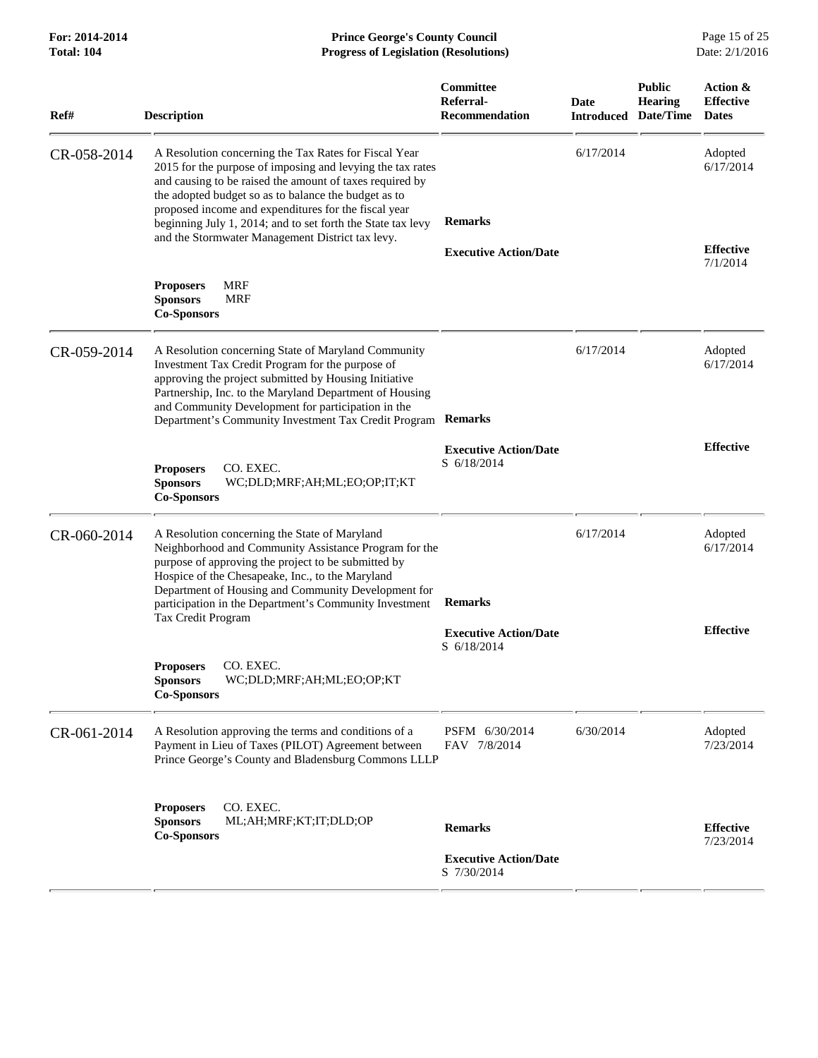| Ref# | Description | Committee Referral-Recommendation | Date Introduced | Public Hearing Date/Time | Action & Effective Dates |
|---|---|---|---|---|---|
| CR-058-2014 | A Resolution concerning the Tax Rates for Fiscal Year 2015 for the purpose of imposing and levying the tax rates and causing to be raised the amount of taxes required by the adopted budget so as to balance the budget as to proposed income and expenditures for the fiscal year beginning July 1, 2014; and to set forth the State tax levy and the Stormwater Management District tax levy.<br><br>**Proposers** MRF<br>**Sponsors** MRF<br>**Co-Sponsors** | **Remarks**<br><br>**Executive Action/Date** | 6/17/2014 | | Adopted 6/17/2014<br><br>**Effective** 7/1/2014 |
| CR-059-2014 | A Resolution concerning State of Maryland Community Investment Tax Credit Program for the purpose of approving the project submitted by Housing Initiative Partnership, Inc. to the Maryland Department of Housing and Community Development for participation in the Department's Community Investment Tax Credit Program<br><br>**Proposers** CO. EXEC.<br>**Sponsors** WC;DLD;MRF;AH;ML;EO;OP;IT;KT<br>**Co-Sponsors** | **Remarks**<br><br>**Executive Action/Date** S 6/18/2014 | 6/17/2014 | | Adopted 6/17/2014<br><br>**Effective** |
| CR-060-2014 | A Resolution concerning the State of Maryland Neighborhood and Community Assistance Program for the purpose of approving the project to be submitted by Hospice of the Chesapeake, Inc., to the Maryland Department of Housing and Community Development for participation in the Department's Community Investment Tax Credit Program<br><br>**Proposers** CO. EXEC.<br>**Sponsors** WC;DLD;MRF;AH;ML;EO;OP;KT<br>**Co-Sponsors** | **Remarks**<br><br>**Executive Action/Date** S 6/18/2014 | 6/17/2014 | | Adopted 6/17/2014<br><br>**Effective** |
| CR-061-2014 | A Resolution approving the terms and conditions of a Payment in Lieu of Taxes (PILOT) Agreement between Prince George's County and Bladensburg Commons LLLP<br><br>**Proposers** CO. EXEC.<br>**Sponsors** ML;AH;MRF;KT;IT;DLD;OP<br>**Co-Sponsors** | PSFM 6/30/2014<br>FAV 7/8/2014<br><br>**Remarks**<br><br>**Executive Action/Date** S 7/30/2014 | 6/30/2014 | | Adopted 7/23/2014<br><br>**Effective** 7/23/2014 |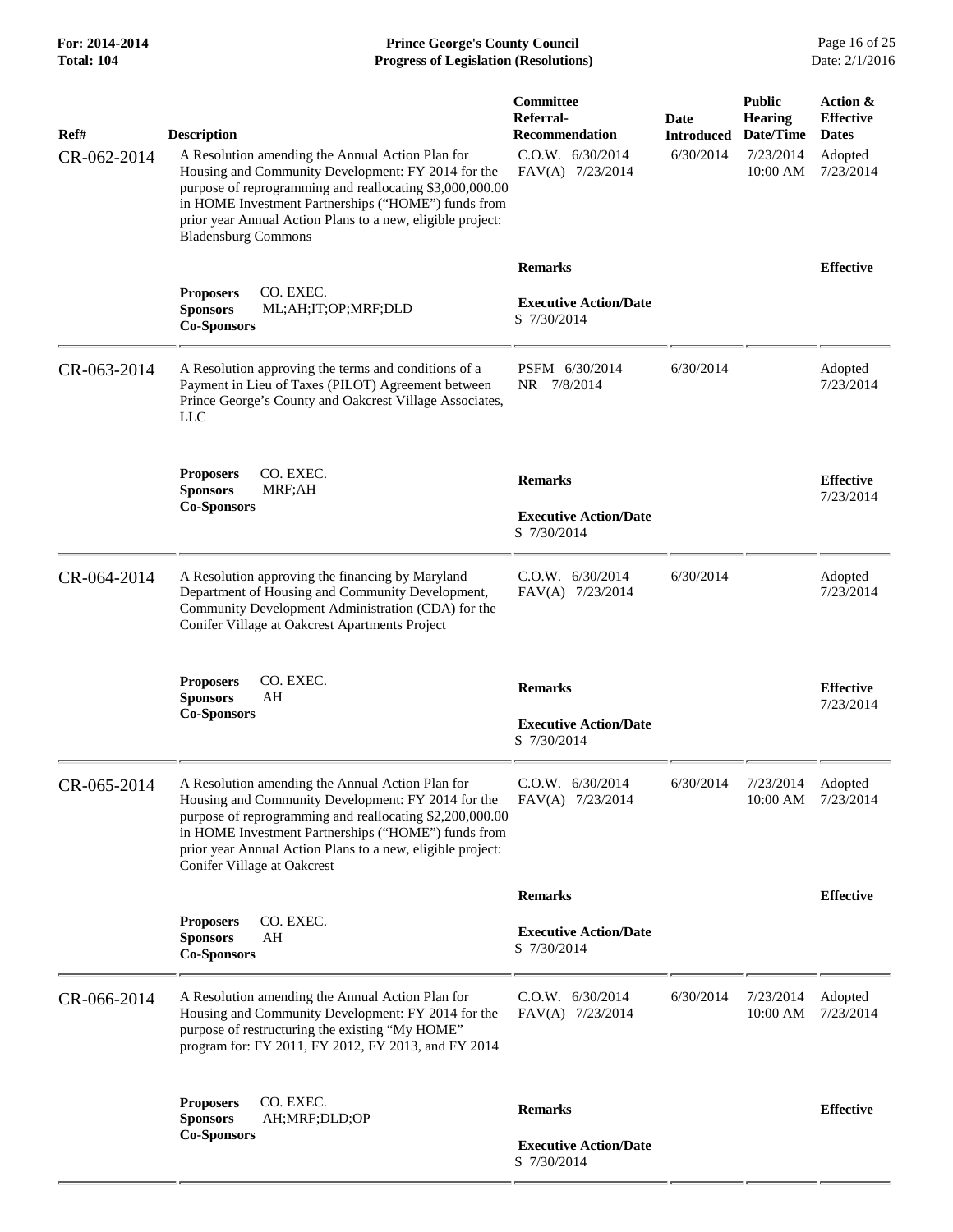| Ref# | Description | Committee Referral-Recommendation | Date Introduced | Public Hearing Date/Time | Action & Effective Dates |
|---|---|---|---|---|---|
| CR-062-2014 | A Resolution amending the Annual Action Plan for Housing and Community Development: FY 2014 for the purpose of reprogramming and reallocating $3,000,000.00 in HOME Investment Partnerships ("HOME") funds from prior year Annual Action Plans to a new, eligible project: Bladensburg Commons | C.O.W. 6/30/2014<br>FAV(A) 7/23/2014 | 6/30/2014 | 7/23/2014 10:00 AM | Adopted 7/23/2014 |
| | **Proposers** CO. EXEC.<br>**Sponsors** ML;AH;IT;OP;MRF;DLD<br>**Co-Sponsors** | **Remarks**<br><br>**Executive Action/Date**<br>S 7/30/2014 | | | **Effective** |
| CR-063-2014 | A Resolution approving the terms and conditions of a Payment in Lieu of Taxes (PILOT) Agreement between Prince George's County and Oakcrest Village Associates, LLC | PSFM 6/30/2014<br>NR 7/8/2014 | 6/30/2014 | | Adopted 7/23/2014 |
| | **Proposers** CO. EXEC.<br>**Sponsors** MRF;AH<br>**Co-Sponsors** | **Remarks**<br><br>**Executive Action/Date**<br>S 7/30/2014 | | | **Effective** 7/23/2014 |
| CR-064-2014 | A Resolution approving the financing by Maryland Department of Housing and Community Development, Community Development Administration (CDA) for the Conifer Village at Oakcrest Apartments Project | C.O.W. 6/30/2014<br>FAV(A) 7/23/2014 | 6/30/2014 | | Adopted 7/23/2014 |
| | **Proposers** CO. EXEC.<br>**Sponsors** AH<br>**Co-Sponsors** | **Remarks**<br><br>**Executive Action/Date**<br>S 7/30/2014 | | | **Effective** 7/23/2014 |
| CR-065-2014 | A Resolution amending the Annual Action Plan for Housing and Community Development: FY 2014 for the purpose of reprogramming and reallocating $2,200,000.00 in HOME Investment Partnerships ("HOME") funds from prior year Annual Action Plans to a new, eligible project: Conifer Village at Oakcrest | C.O.W. 6/30/2014<br>FAV(A) 7/23/2014 | 6/30/2014 | 7/23/2014 10:00 AM | Adopted 7/23/2014 |
| | **Proposers** CO. EXEC.<br>**Sponsors** AH<br>**Co-Sponsors** | **Remarks**<br><br>**Executive Action/Date**<br>S 7/30/2014 | | | **Effective** |
| CR-066-2014 | A Resolution amending the Annual Action Plan for Housing and Community Development: FY 2014 for the purpose of restructuring the existing "My HOME" program for: FY 2011, FY 2012, FY 2013, and FY 2014 | C.O.W. 6/30/2014<br>FAV(A) 7/23/2014 | 6/30/2014 | 7/23/2014 10:00 AM | Adopted 7/23/2014 |
| | **Proposers** CO. EXEC.<br>**Sponsors** AH;MRF;DLD;OP<br>**Co-Sponsors** | **Remarks**<br><br>**Executive Action/Date**<br>S 7/30/2014 | | | **Effective** |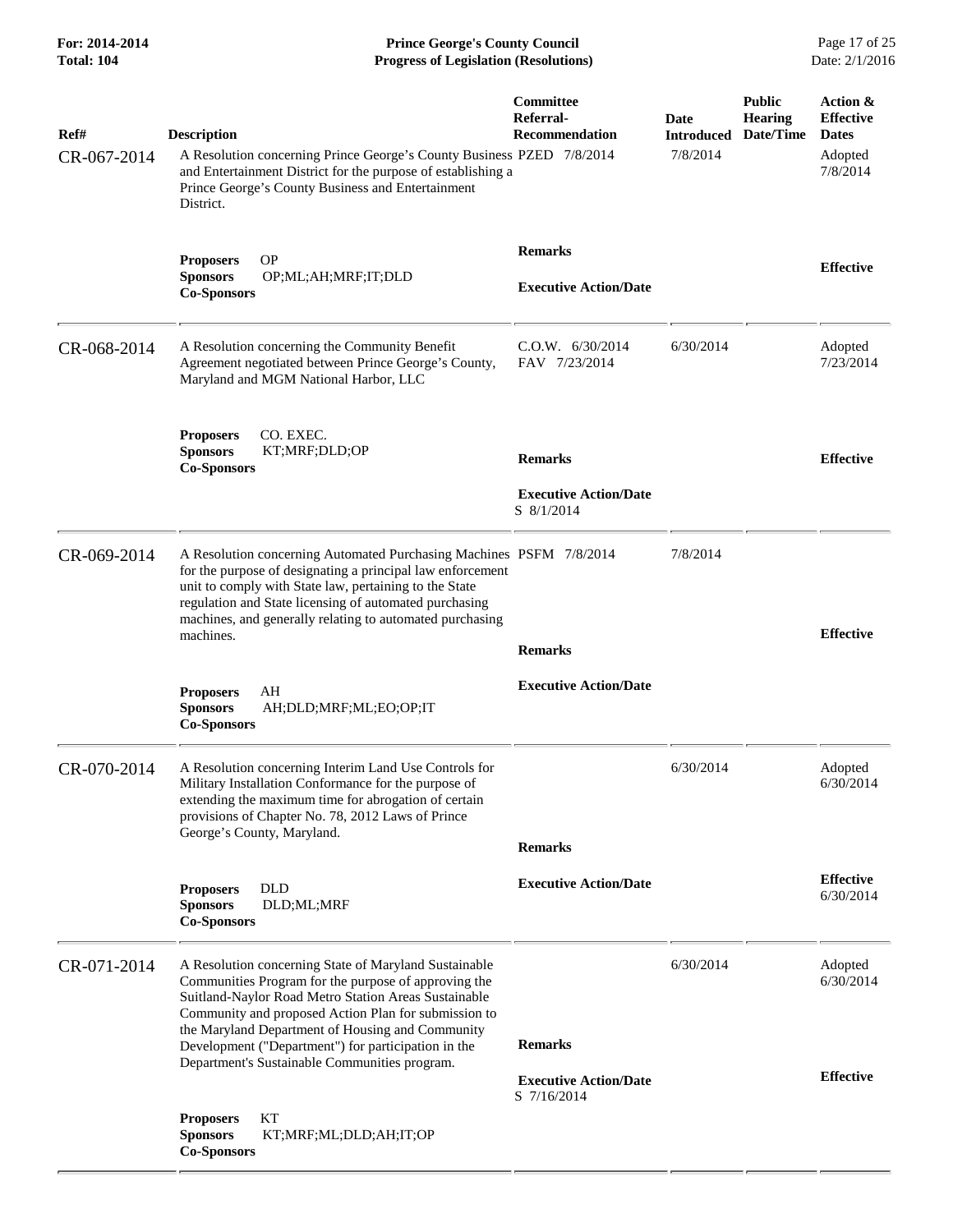| Ref# | Description | Committee Referral-Recommendation | Date Introduced | Public Hearing Date/Time | Action & Effective Dates |
|---|---|---|---|---|---|
| CR-067-2014 | A Resolution concerning Prince George's County Business and Entertainment District for the purpose of establishing a Prince George's County Business and Entertainment District.<br><br>**Proposers** OP<br>**Sponsors** OP;ML;AH;MRF;IT;DLD<br>**Co-Sponsors** | PZED 7/8/2014<br><br>**Remarks**<br><br>**Executive Action/Date** | 7/8/2014 | | Adopted 7/8/2014<br><br>**Effective** |
| CR-068-2014 | A Resolution concerning the Community Benefit Agreement negotiated between Prince George's County, Maryland and MGM National Harbor, LLC<br><br>**Proposers** CO. EXEC.<br>**Sponsors** KT;MRF;DLD;OP<br>**Co-Sponsors** | C.O.W. 6/30/2014<br>FAV 7/23/2014<br><br>**Remarks**<br><br>**Executive Action/Date**<br>S 8/1/2014 | 6/30/2014 | | Adopted 7/23/2014<br><br>**Effective** |
| CR-069-2014 | A Resolution concerning Automated Purchasing Machines for the purpose of designating a principal law enforcement unit to comply with State law, pertaining to the State regulation and State licensing of automated purchasing machines, and generally relating to automated purchasing machines.<br><br>**Proposers** AH<br>**Sponsors** AH;DLD;MRF;ML;EO;OP;IT<br>**Co-Sponsors** | PSFM 7/8/2014<br><br>**Remarks**<br><br>**Executive Action/Date** | 7/8/2014 | | **Effective** |
| CR-070-2014 | A Resolution concerning Interim Land Use Controls for Military Installation Conformance for the purpose of extending the maximum time for abrogation of certain provisions of Chapter No. 78, 2012 Laws of Prince George's County, Maryland.<br><br>**Proposers** DLD<br>**Sponsors** DLD;ML;MRF<br>**Co-Sponsors** | **Remarks**<br><br>**Executive Action/Date** | 6/30/2014 | | Adopted 6/30/2014<br><br>**Effective** 6/30/2014 |
| CR-071-2014 | A Resolution concerning State of Maryland Sustainable Communities Program for the purpose of approving the Suitland-Naylor Road Metro Station Areas Sustainable Community and proposed Action Plan for submission to the Maryland Department of Housing and Community Development ("Department") for participation in the Department's Sustainable Communities program.<br><br>**Proposers** KT<br>**Sponsors** KT;MRF;ML;DLD;AH;IT;OP<br>**Co-Sponsors** | **Remarks**<br><br>**Executive Action/Date**<br>S 7/16/2014 | 6/30/2014 | | Adopted 6/30/2014<br><br>**Effective** |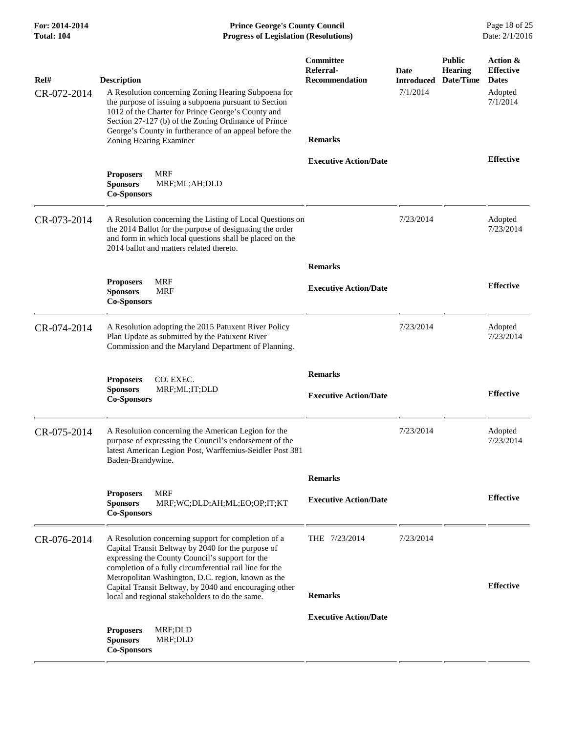| Ref# | Description | Committee Referral-Recommendation | Date Introduced | Public Hearing Date/Time | Action & Effective Dates |
|---|---|---|---|---|---|
| CR-072-2014 | A Resolution concerning Zoning Hearing Subpoena for the purpose of issuing a subpoena pursuant to Section 1012 of the Charter for Prince George's County and Section 27-127 (b) of the Zoning Ordinance of Prince George's County in furtherance of an appeal before the Zoning Hearing Examiner | | 7/1/2014 | | Adopted 7/1/2014 |
| | | **Remarks** | | | |
| | | **Executive Action/Date** | | | **Effective** |
| | **Proposers** MRF<br>**Sponsors** MRF;ML;AH;DLD<br>**Co-Sponsors** | | | | |
| CR-073-2014 | A Resolution concerning the Listing of Local Questions on the 2014 Ballot for the purpose of designating the order and form in which local questions shall be placed on the 2014 ballot and matters related thereto. | | 7/23/2014 | | Adopted 7/23/2014 |
| | | **Remarks** | | | |
| | **Proposers** MRF<br>**Sponsors** MRF<br>**Co-Sponsors** | **Executive Action/Date** | | | **Effective** |
| CR-074-2014 | A Resolution adopting the 2015 Patuxent River Policy Plan Update as submitted by the Patuxent River Commission and the Maryland Department of Planning. | | 7/23/2014 | | Adopted 7/23/2014 |
| | | **Remarks** | | | |
| | **Proposers** CO. EXEC.<br>**Sponsors** MRF;ML;IT;DLD<br>**Co-Sponsors** | **Executive Action/Date** | | | **Effective** |
| CR-075-2014 | A Resolution concerning the American Legion for the purpose of expressing the Council's endorsement of the latest American Legion Post, Warffemius-Seidler Post 381 Baden-Brandywine. | | 7/23/2014 | | Adopted 7/23/2014 |
| | | **Remarks** | | | |
| | **Proposers** MRF<br>**Sponsors** MRF;WC;DLD;AH;ML;EO;OP;IT;KT<br>**Co-Sponsors** | **Executive Action/Date** | | | **Effective** |
| CR-076-2014 | A Resolution concerning support for completion of a Capital Transit Beltway by 2040 for the purpose of expressing the County Council's support for the completion of a fully circumferential rail line for the Metropolitan Washington, D.C. region, known as the Capital Transit Beltway, by 2040 and encouraging other local and regional stakeholders to do the same. | THE 7/23/2014 | 7/23/2014 | | **Effective** |
| | | **Remarks** | | | |
| | | **Executive Action/Date** | | | |
| | **Proposers** MRF;DLD<br>**Sponsors** MRF;DLD<br>**Co-Sponsors** | | | | |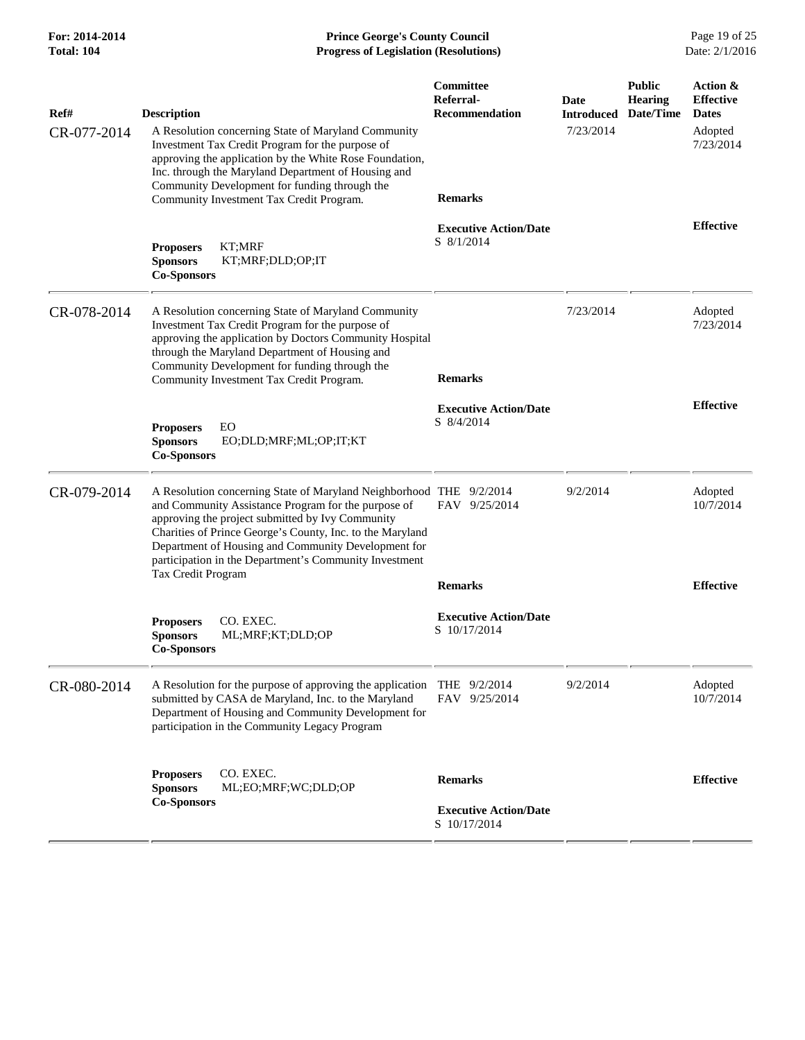| Ref# | Description | Committee Referral-Recommendation | Date Introduced | Public Hearing Date/Time | Action & Effective Dates |
|---|---|---|---|---|---|
| CR-077-2014 | A Resolution concerning State of Maryland Community Investment Tax Credit Program for the purpose of approving the application by the White Rose Foundation, Inc. through the Maryland Department of Housing and Community Development for funding through the Community Investment Tax Credit Program.<br><br>**Proposers** KT;MRF<br>**Sponsors** KT;MRF;DLD;OP;IT<br>**Co-Sponsors** | **Remarks**<br><br>**Executive Action/Date**<br>S 8/1/2014 | 7/23/2014 | | Adopted 7/23/2014<br><br>**Effective** |
| CR-078-2014 | A Resolution concerning State of Maryland Community Investment Tax Credit Program for the purpose of approving the application by Doctors Community Hospital through the Maryland Department of Housing and Community Development for funding through the Community Investment Tax Credit Program.<br><br>**Proposers** EO<br>**Sponsors** EO;DLD;MRF;ML;OP;IT;KT<br>**Co-Sponsors** | **Remarks**<br><br>**Executive Action/Date**<br>S 8/4/2014 | 7/23/2014 | | Adopted 7/23/2014<br><br>**Effective** |
| CR-079-2014 | A Resolution concerning State of Maryland Neighborhood and Community Assistance Program for the purpose of approving the project submitted by Ivy Community Charities of Prince George's County, Inc. to the Maryland Department of Housing and Community Development for participation in the Department's Community Investment Tax Credit Program<br><br>**Proposers** CO. EXEC.<br>**Sponsors** ML;MRF;KT;DLD;OP<br>**Co-Sponsors** | THE 9/2/2014<br>FAV 9/25/2014<br><br>**Remarks**<br><br>**Executive Action/Date**<br>S 10/17/2014 | 9/2/2014 | | Adopted 10/7/2014<br><br>**Effective** |
| CR-080-2014 | A Resolution for the purpose of approving the application submitted by CASA de Maryland, Inc. to the Maryland Department of Housing and Community Development for participation in the Community Legacy Program<br><br>**Proposers** CO. EXEC.<br>**Sponsors** ML;EO;MRF;WC;DLD;OP<br>**Co-Sponsors** | THE 9/2/2014<br>FAV 9/25/2014<br><br>**Remarks**<br><br>**Executive Action/Date**<br>S 10/17/2014 | 9/2/2014 | | Adopted 10/7/2014<br><br>**Effective** |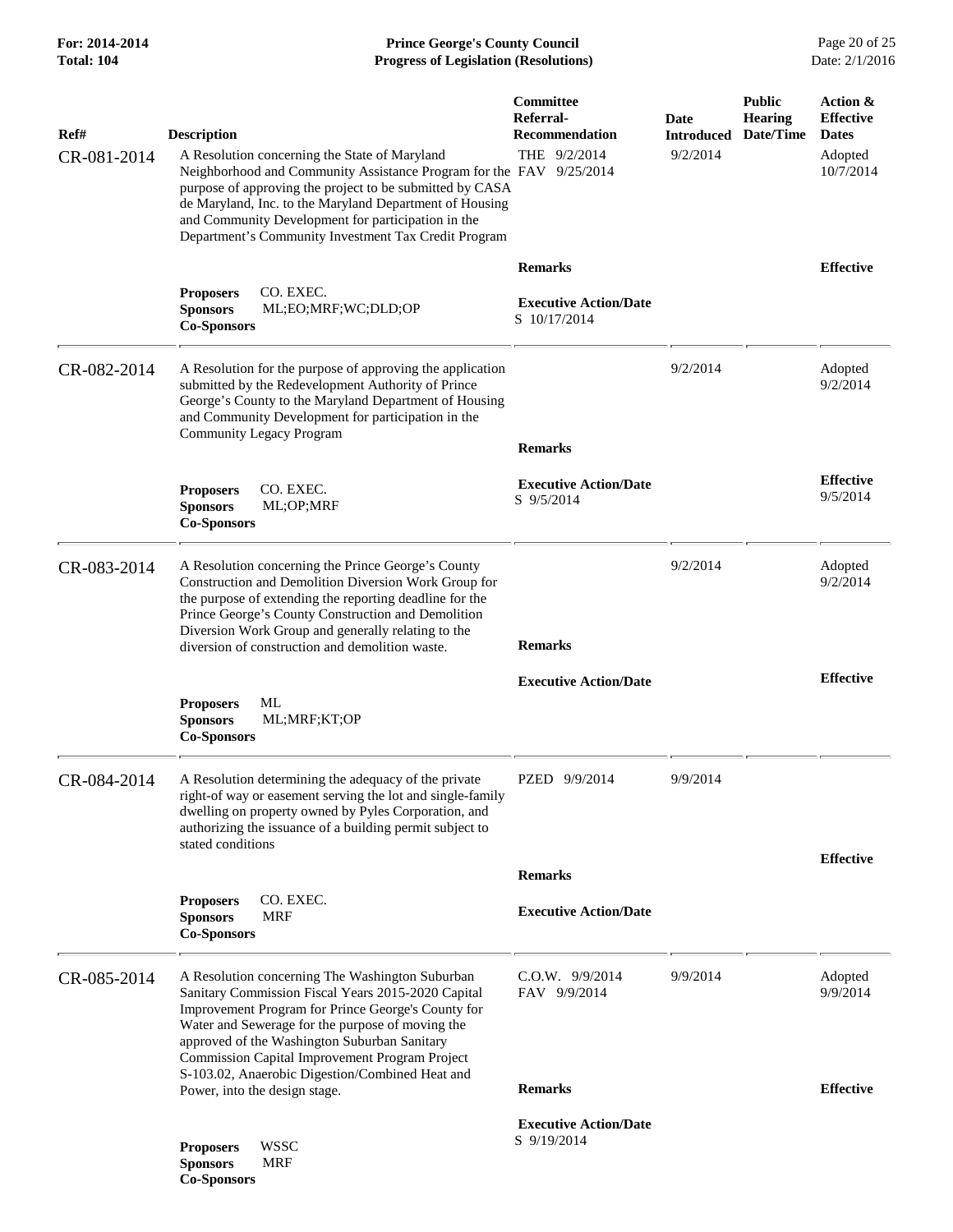| Ref# | Description | Committee Referral-Recommendation | Date Introduced | Public Hearing Date/Time | Action & Effective Dates |
|---|---|---|---|---|---|
| CR-081-2014 | A Resolution concerning the State of Maryland Neighborhood and Community Assistance Program for the purpose of approving the project to be submitted by CASA de Maryland, Inc. to the Maryland Department of Housing and Community Development for participation in the Department's Community Investment Tax Credit Program | THE 9/2/2014<br>FAV 9/25/2014 | 9/2/2014 | | Adopted 10/7/2014 |
| | **Proposers** CO. EXEC.<br>**Sponsors** ML;EO;MRF;WC;DLD;OP<br>**Co-Sponsors** | **Remarks**<br><br>**Executive Action/Date**<br>S 10/17/2014 | | | **Effective** |
| CR-082-2014 | A Resolution for the purpose of approving the application submitted by the Redevelopment Authority of Prince George's County to the Maryland Department of Housing and Community Development for participation in the Community Legacy Program | | 9/2/2014 | | Adopted 9/2/2014 |
| | **Proposers** CO. EXEC.<br>**Sponsors** ML;OP;MRF<br>**Co-Sponsors** | **Remarks**<br><br>**Executive Action/Date**<br>S 9/5/2014 | | | **Effective** 9/5/2014 |
| CR-083-2014 | A Resolution concerning the Prince George's County Construction and Demolition Diversion Work Group for the purpose of extending the reporting deadline for the Prince George's County Construction and Demolition Diversion Work Group and generally relating to the diversion of construction and demolition waste. | | 9/2/2014 | | Adopted 9/2/2014 |
| | **Proposers** ML<br>**Sponsors** ML;MRF;KT;OP<br>**Co-Sponsors** | **Remarks**<br><br>**Executive Action/Date** | | | **Effective** |
| CR-084-2014 | A Resolution determining the adequacy of the private right-of way or easement serving the lot and single-family dwelling on property owned by Pyles Corporation, and authorizing the issuance of a building permit subject to stated conditions | PZED 9/9/2014 | 9/9/2014 | | |
| | **Proposers** CO. EXEC.<br>**Sponsors** MRF<br>**Co-Sponsors** | **Remarks**<br><br>**Executive Action/Date** | | | **Effective** |
| CR-085-2014 | A Resolution concerning The Washington Suburban Sanitary Commission Fiscal Years 2015-2020 Capital Improvement Program for Prince George's County for Water and Sewerage for the purpose of moving the approved of the Washington Suburban Sanitary Commission Capital Improvement Program Project S-103.02, Anaerobic Digestion/Combined Heat and Power, into the design stage. | C.O.W. 9/9/2014<br>FAV 9/9/2014 | 9/9/2014 | | Adopted 9/9/2014 |
| | **Proposers** WSSC<br>**Sponsors** MRF<br>**Co-Sponsors** | **Remarks**<br><br>**Executive Action/Date**<br>S 9/19/2014 | | | **Effective** |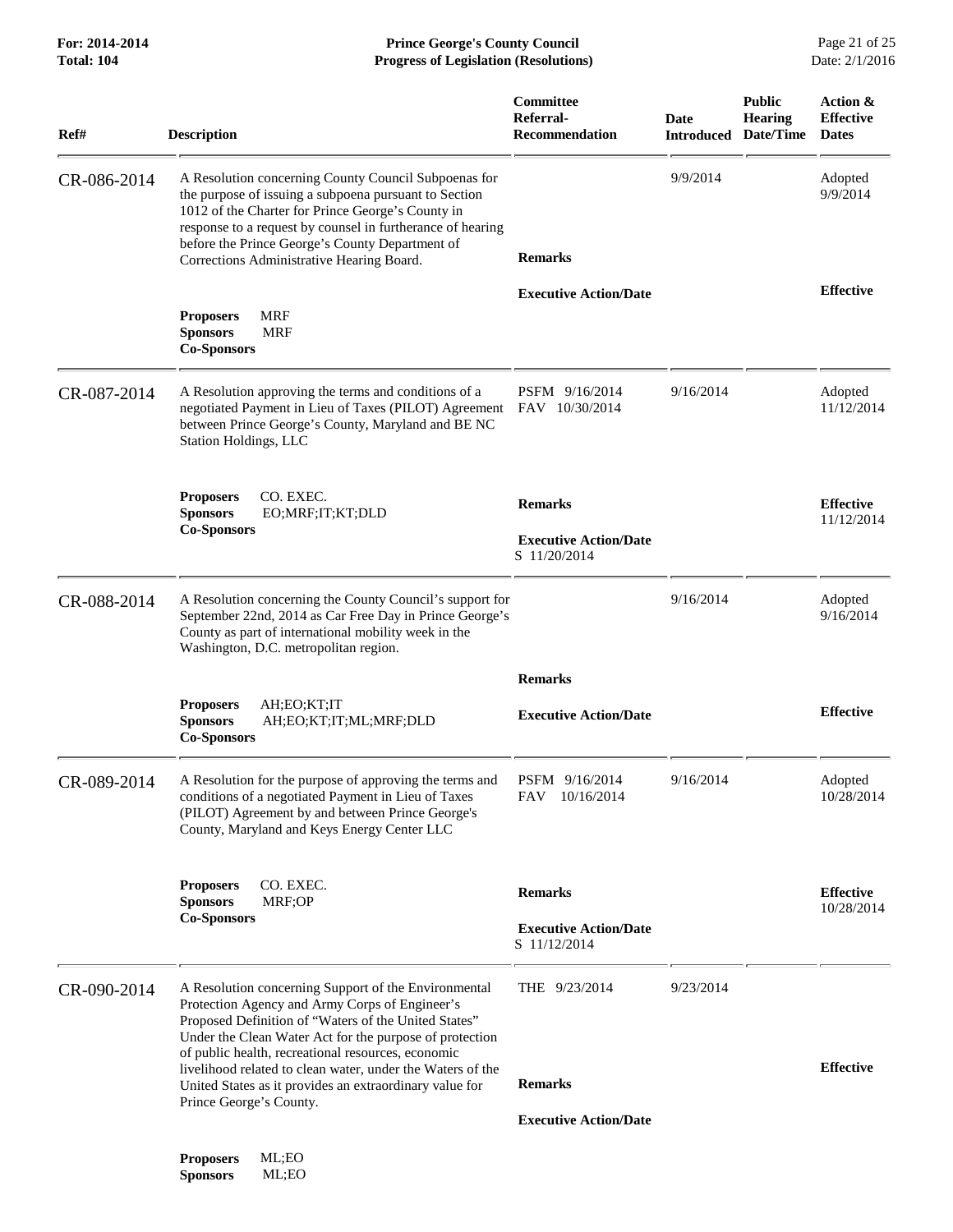| Ref# | Description | Committee Referral-Recommendation | Date Introduced | Public Hearing Date/Time | Action & Effective Dates |
|---|---|---|---|---|---|
| CR-086-2014 | A Resolution concerning County Council Subpoenas for the purpose of issuing a subpoena pursuant to Section 1012 of the Charter for Prince George's County in response to a request by counsel in furtherance of hearing before the Prince George's County Department of Corrections Administrative Hearing Board. | | 9/9/2014 | | Adopted 9/9/2014 |
| | **Proposers** MRF<br>**Sponsors** MRF<br>**Co-Sponsors** | **Remarks**<br><br>**Executive Action/Date** | | | **Effective** |
| CR-087-2014 | A Resolution approving the terms and conditions of a negotiated Payment in Lieu of Taxes (PILOT) Agreement between Prince George's County, Maryland and BE NC Station Holdings, LLC | PSFM 9/16/2014<br>FAV 10/30/2014 | 9/16/2014 | | Adopted 11/12/2014 |
| | **Proposers** CO. EXEC.<br>**Sponsors** EO;MRF;IT;KT;DLD<br>**Co-Sponsors** | **Remarks**<br><br>**Executive Action/Date**<br>S 11/20/2014 | | | **Effective** 11/12/2014 |
| CR-088-2014 | A Resolution concerning the County Council's support for September 22nd, 2014 as Car Free Day in Prince George's County as part of international mobility week in the Washington, D.C. metropolitan region. | | 9/16/2014 | | Adopted 9/16/2014 |
| | **Proposers** AH;EO;KT;IT<br>**Sponsors** AH;EO;KT;IT;ML;MRF;DLD<br>**Co-Sponsors** | **Remarks**<br><br>**Executive Action/Date** | | | **Effective** |
| CR-089-2014 | A Resolution for the purpose of approving the terms and conditions of a negotiated Payment in Lieu of Taxes (PILOT) Agreement by and between Prince George's County, Maryland and Keys Energy Center LLC | PSFM 9/16/2014<br>FAV 10/16/2014 | 9/16/2014 | | Adopted 10/28/2014 |
| | **Proposers** CO. EXEC.<br>**Sponsors** MRF;OP<br>**Co-Sponsors** | **Remarks**<br><br>**Executive Action/Date**<br>S 11/12/2014 | | | **Effective** 10/28/2014 |
| CR-090-2014 | A Resolution concerning Support of the Environmental Protection Agency and Army Corps of Engineer's Proposed Definition of "Waters of the United States" Under the Clean Water Act for the purpose of protection of public health, recreational resources, economic livelihood related to clean water, under the Waters of the United States as it provides an extraordinary value for Prince George's County. | THE 9/23/2014 | 9/23/2014 | | |
| | **Proposers** ML;EO<br>**Sponsors** ML;EO | **Remarks**<br><br>**Executive Action/Date** | | | **Effective** |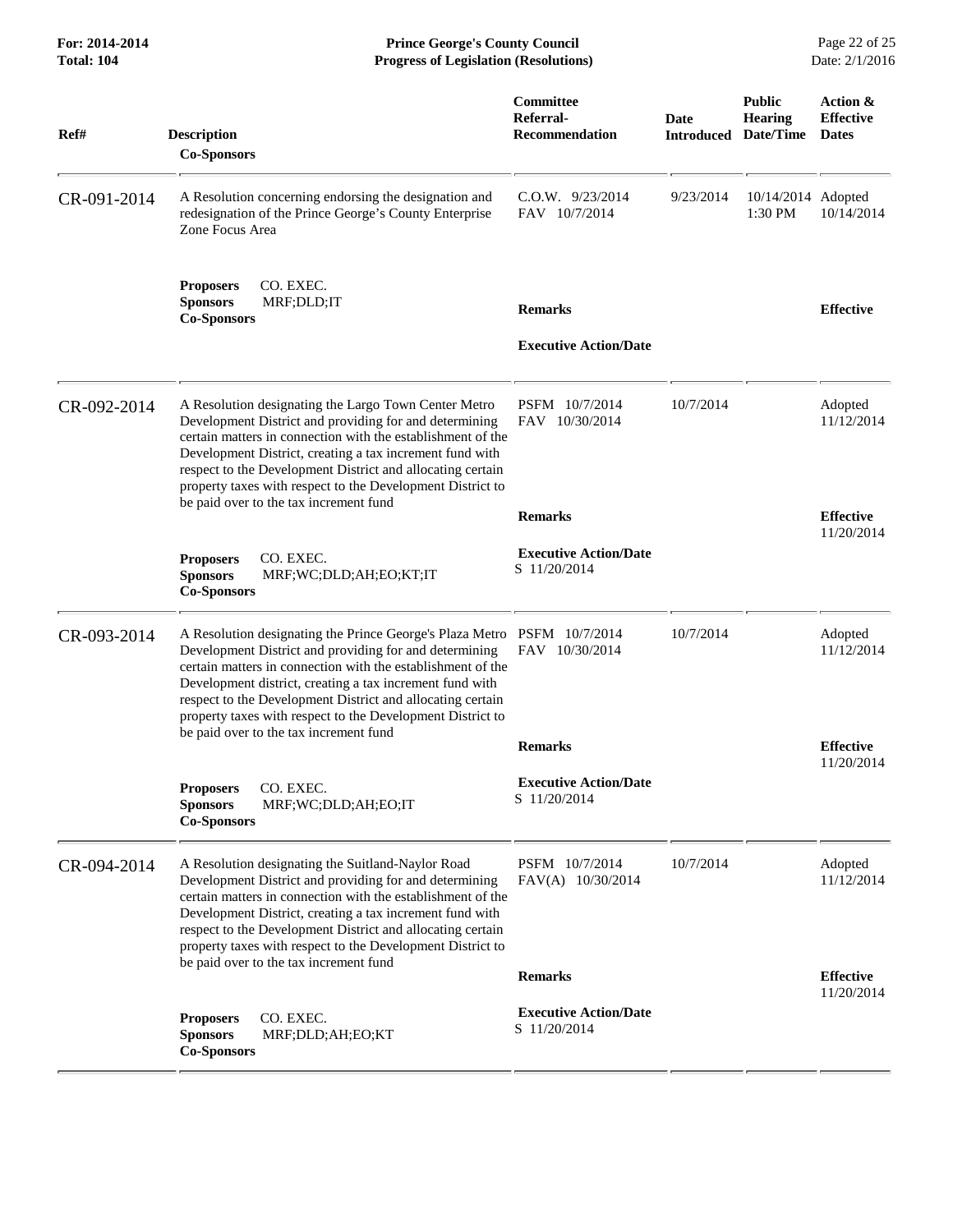| Ref# | Description / Co-Sponsors | Committee Referral-Recommendation | Date Introduced | Public Hearing Date/Time | Action & Effective Dates |
|---|---|---|---|---|---|
| CR-091-2014 | A Resolution concerning endorsing the designation and redesignation of the Prince George's County Enterprise Zone Focus Area<br><br>**Proposers** CO. EXEC.<br>**Sponsors** MRF;DLD;IT<br>**Co-Sponsors** | C.O.W. 9/23/2014<br>FAV 10/7/2014<br><br>**Remarks**<br><br>**Executive Action/Date** | 9/23/2014 | 10/14/2014 1:30 PM | Adopted 10/14/2014<br><br>**Effective** |
| CR-092-2014 | A Resolution designating the Largo Town Center Metro Development District and providing for and determining certain matters in connection with the establishment of the Development District, creating a tax increment fund with respect to the Development District and allocating certain property taxes with respect to the Development District to be paid over to the tax increment fund<br><br>**Proposers** CO. EXEC.<br>**Sponsors** MRF;WC;DLD;AH;EO;KT;IT<br>**Co-Sponsors** | PSFM 10/7/2014<br>FAV 10/30/2014<br><br>**Remarks**<br><br>**Executive Action/Date**<br>S 11/20/2014 | 10/7/2014 | | Adopted 11/12/2014<br><br>**Effective** 11/20/2014 |
| CR-093-2014 | A Resolution designating the Prince George's Plaza Metro Development District and providing for and determining certain matters in connection with the establishment of the Development district, creating a tax increment fund with respect to the Development District and allocating certain property taxes with respect to the Development District to be paid over to the tax increment fund<br><br>**Proposers** CO. EXEC.<br>**Sponsors** MRF;WC;DLD;AH;EO;IT<br>**Co-Sponsors** | PSFM 10/7/2014<br>FAV 10/30/2014<br><br>**Remarks**<br><br>**Executive Action/Date**<br>S 11/20/2014 | 10/7/2014 | | Adopted 11/12/2014<br><br>**Effective** 11/20/2014 |
| CR-094-2014 | A Resolution designating the Suitland-Naylor Road Development District and providing for and determining certain matters in connection with the establishment of the Development District, creating a tax increment fund with respect to the Development District and allocating certain property taxes with respect to the Development District to be paid over to the tax increment fund<br><br>**Proposers** CO. EXEC.<br>**Sponsors** MRF;DLD;AH;EO;KT<br>**Co-Sponsors** | PSFM 10/7/2014<br>FAV(A) 10/30/2014<br><br>**Remarks**<br><br>**Executive Action/Date**<br>S 11/20/2014 | 10/7/2014 | | Adopted 11/12/2014<br><br>**Effective** 11/20/2014 |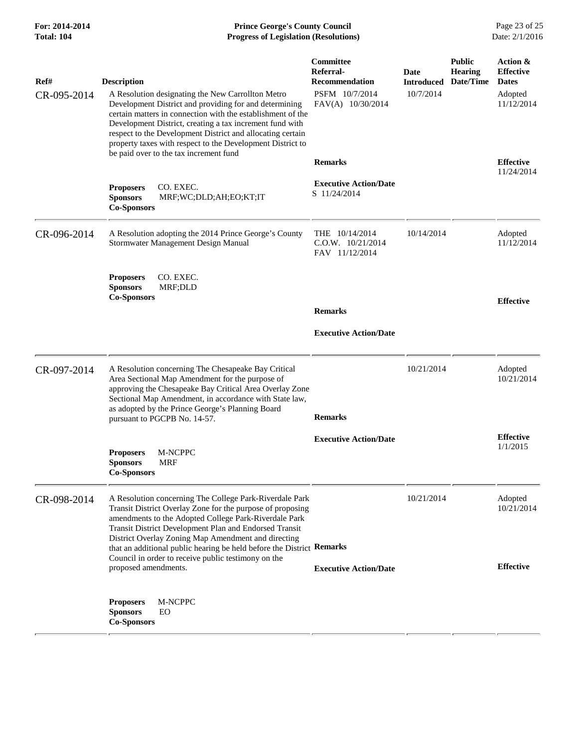| Ref# | Description | Committee Referral-Recommendation | Date Introduced | Public Hearing Date/Time | Action & Effective Dates |
|---|---|---|---|---|---|
| CR-095-2014 | A Resolution designating the New Carrollton Metro Development District and providing for and determining certain matters in connection with the establishment of the Development District, creating a tax increment fund with respect to the Development District and allocating certain property taxes with respect to the Development District to be paid over to the tax increment fund | PSFM 10/7/2014<br>FAV(A) 10/30/2014 | 10/7/2014 | | Adopted 11/12/2014 |
| | **Proposers** CO. EXEC.<br>**Sponsors** MRF;WC;DLD;AH;EO;KT;IT<br>**Co-Sponsors** | **Remarks**<br><br>**Executive Action/Date**<br>S 11/24/2014 | | | **Effective** 11/24/2014 |
| CR-096-2014 | A Resolution adopting the 2014 Prince George's County Stormwater Management Design Manual | THE 10/14/2014<br>C.O.W. 10/21/2014<br>FAV 11/12/2014 | 10/14/2014 | | Adopted 11/12/2014 |
| | **Proposers** CO. EXEC.<br>**Sponsors** MRF;DLD<br>**Co-Sponsors** | **Remarks**<br><br>**Executive Action/Date** | | | **Effective** |
| CR-097-2014 | A Resolution concerning The Chesapeake Bay Critical Area Sectional Map Amendment for the purpose of approving the Chesapeake Bay Critical Area Overlay Zone Sectional Map Amendment, in accordance with State law, as adopted by the Prince George's Planning Board pursuant to PGCPB No. 14-57. | | 10/21/2014 | | Adopted 10/21/2014 |
| | **Proposers** M-NCPPC<br>**Sponsors** MRF<br>**Co-Sponsors** | **Remarks**<br><br>**Executive Action/Date** | | | **Effective** 1/1/2015 |
| CR-098-2014 | A Resolution concerning The College Park-Riverdale Park Transit District Overlay Zone for the purpose of proposing amendments to the Adopted College Park-Riverdale Park Transit District Development Plan and Endorsed Transit District Overlay Zoning Map Amendment and directing that an additional public hearing be held before the District Council in order to receive public testimony on the proposed amendments. | | 10/21/2014 | | Adopted 10/21/2014 |
| | **Proposers** M-NCPPC<br>**Sponsors** EO<br>**Co-Sponsors** | **Remarks**<br><br>**Executive Action/Date** | | | **Effective** |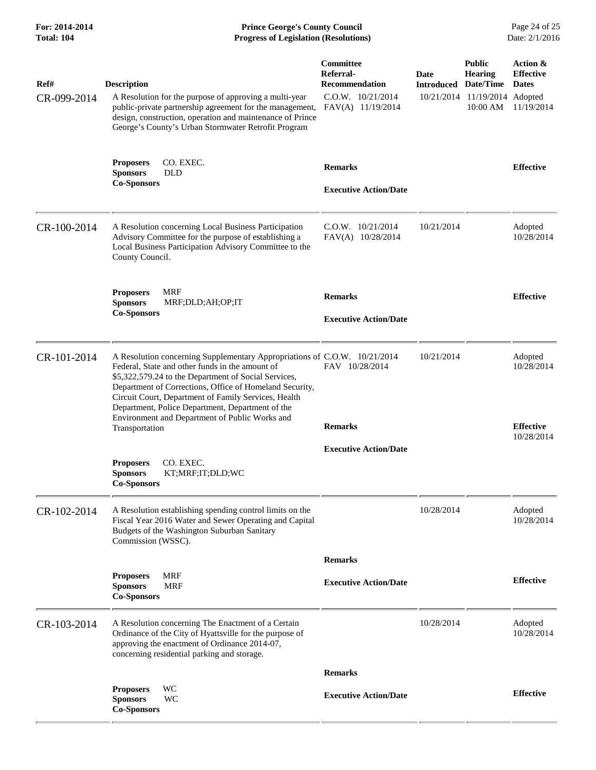| Ref# | Description | Committee Referral-Recommendation | Date Introduced | Public Hearing Date/Time | Action & Effective Dates |
|---|---|---|---|---|---|
| CR-099-2014 | A Resolution for the purpose of approving a multi-year public-private partnership agreement for the management, design, construction, operation and maintenance of Prince George's County's Urban Stormwater Retrofit Program | C.O.W. 10/21/2014 FAV(A) 11/19/2014 | 10/21/2014 | 11/19/2014 10:00 AM | Adopted 11/19/2014 |
| | **Proposers** CO. EXEC. **Sponsors** DLD **Co-Sponsors** | **Remarks** **Executive Action/Date** | | | **Effective** |
| CR-100-2014 | A Resolution concerning Local Business Participation Advisory Committee for the purpose of establishing a Local Business Participation Advisory Committee to the County Council. | C.O.W. 10/21/2014 FAV(A) 10/28/2014 | 10/21/2014 | | Adopted 10/28/2014 |
| | **Proposers** MRF **Sponsors** MRF;DLD;AH;OP;IT **Co-Sponsors** | **Remarks** **Executive Action/Date** | | | **Effective** |
| CR-101-2014 | A Resolution concerning Supplementary Appropriations of Federal, State and other funds in the amount of $5,322,579.24 to the Department of Social Services, Department of Corrections, Office of Homeland Security, Circuit Court, Department of Family Services, Health Department, Police Department, Department of the Environment and Department of Public Works and Transportation | C.O.W. 10/21/2014 FAV 10/28/2014 | 10/21/2014 | | Adopted 10/28/2014 |
| | **Proposers** CO. EXEC. **Sponsors** KT;MRF;IT;DLD;WC **Co-Sponsors** | **Remarks** **Executive Action/Date** | | | **Effective** 10/28/2014 |
| CR-102-2014 | A Resolution establishing spending control limits on the Fiscal Year 2016 Water and Sewer Operating and Capital Budgets of the Washington Suburban Sanitary Commission (WSSC). | | 10/28/2014 | | Adopted 10/28/2014 |
| | **Proposers** MRF **Sponsors** MRF **Co-Sponsors** | **Remarks** **Executive Action/Date** | | | **Effective** |
| CR-103-2014 | A Resolution concerning The Enactment of a Certain Ordinance of the City of Hyattsville for the purpose of approving the enactment of Ordinance 2014-07, concerning residential parking and storage. | | 10/28/2014 | | Adopted 10/28/2014 |
| | **Proposers** WC **Sponsors** WC **Co-Sponsors** | **Remarks** **Executive Action/Date** | | | **Effective** |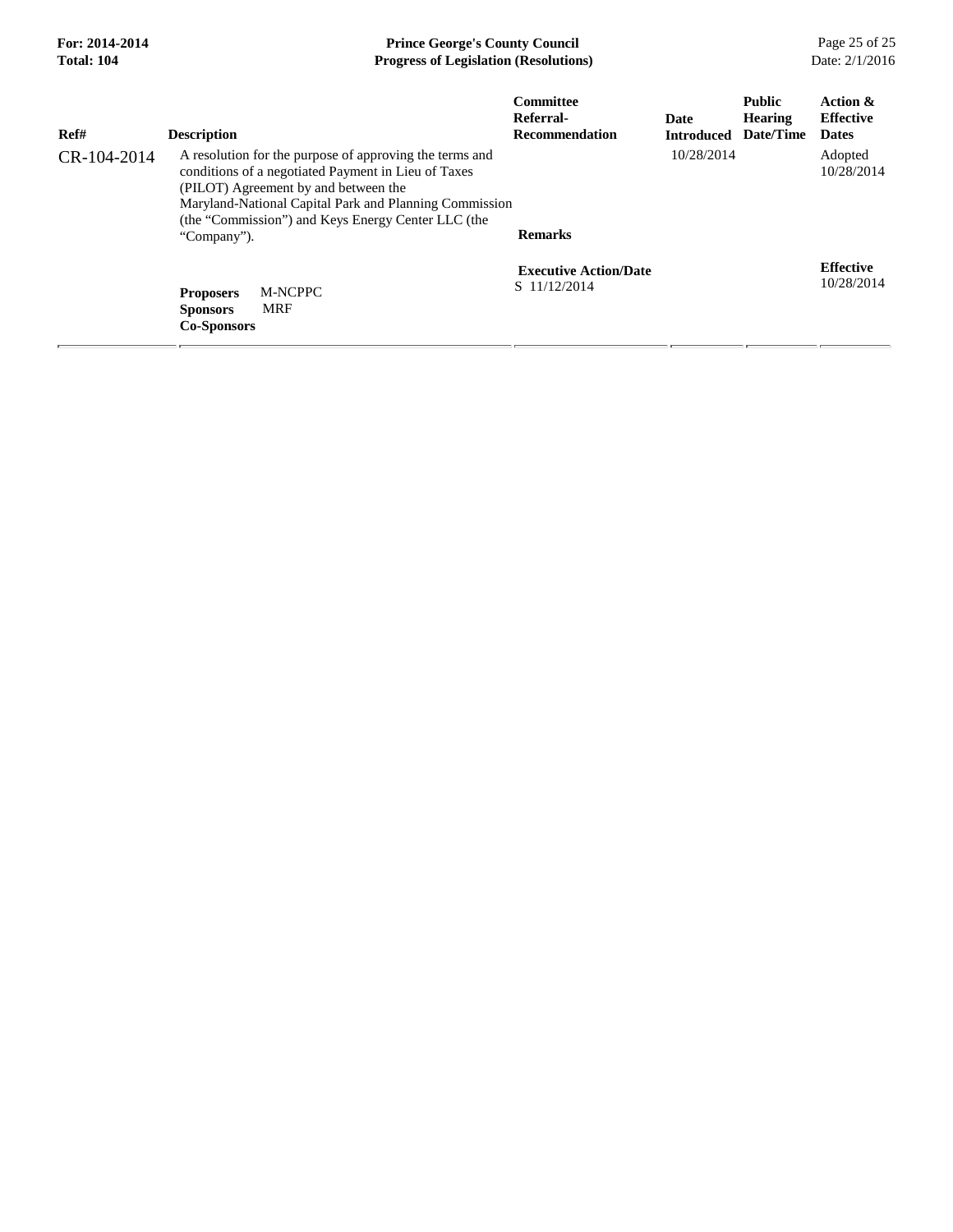| Ref# | Description | Committee Referral-Recommendation | Date Introduced | Public Hearing Date/Time | Action & Effective Dates |
|---|---|---|---|---|---|
| CR-104-2014 | A resolution for the purpose of approving the terms and conditions of a negotiated Payment in Lieu of Taxes (PILOT) Agreement by and between the Maryland-National Capital Park and Planning Commission (the "Commission") and Keys Energy Center LLC (the "Company"). | **Remarks** | 10/28/2014 | | Adopted 10/28/2014 |
| | **Proposers** M-NCPPC<br>**Sponsors** MRF<br>**Co-Sponsors** | **Executive Action/Date**<br>S 11/12/2014 | | | **Effective**<br>10/28/2014 |